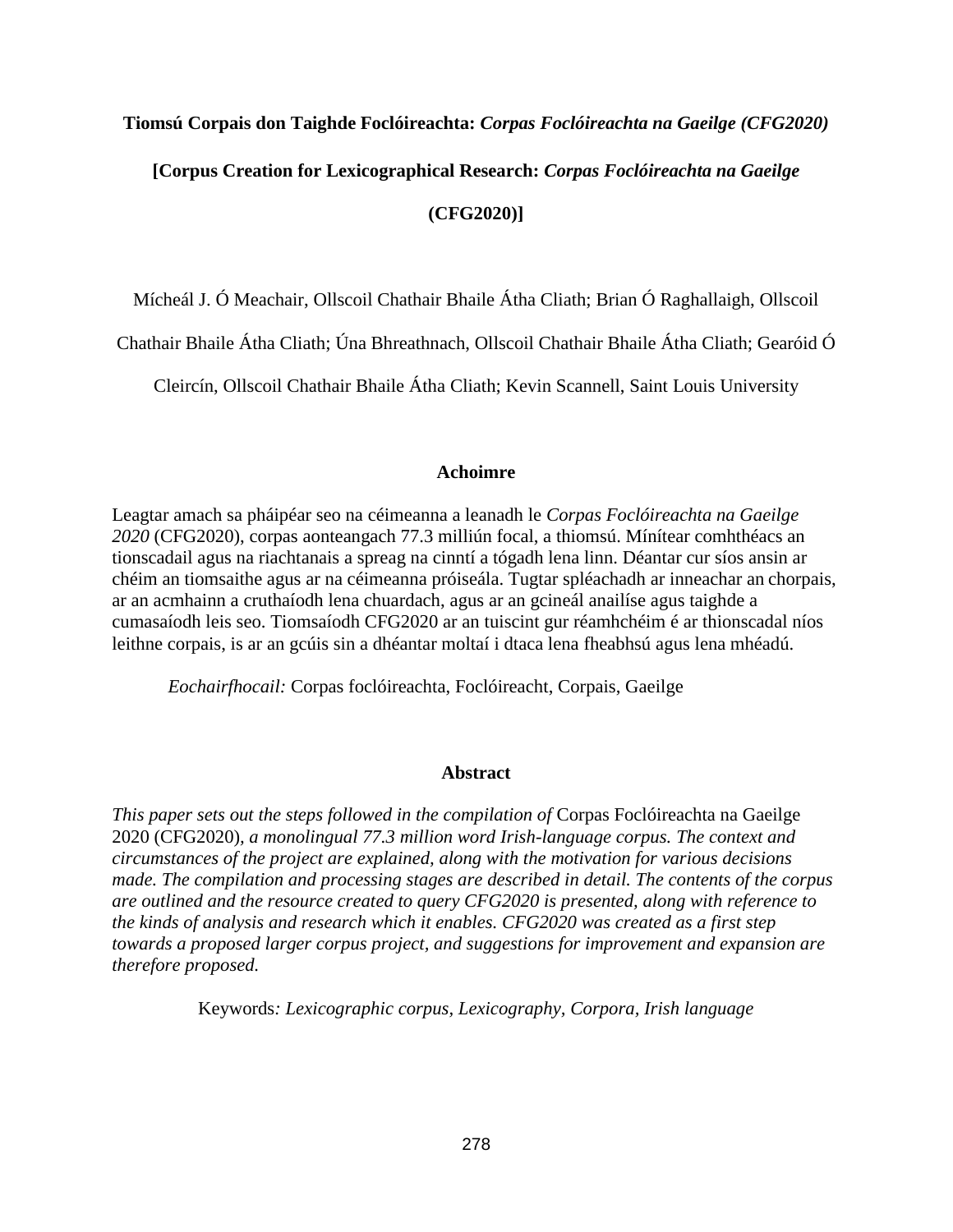# Tiomsú Corpais don Taighde Foclóireachta: *Corpas Foclóireachta na Gaeilge (CFG2020)*

# [Corpus Creation for Lexicographical Research: *Corpas Foclóireachta na Gaeilge* (CFG2020)]

Mícheál J. Ó Meachair, Ollscoil Chathair Bhaile Átha Cliath; Brian Ó Raghallaigh, Ollscoil Chathair Bhaile Átha Cliath; Úna Bhreathnach, Ollscoil Chathair Bhaile Átha Cliath; Gearóid Ó Cleircín, Ollscoil Chathair Bhaile Átha Cliath; Kevin Scannell, Saint Louis University

## Achoimre

Leagtar amach sa pháipéar seo na céimeanna a leanadh le *Corpas Foclóireachta na Gaeilge 2020* (CFG2020), corpas aonteangach 77.3 milliún focal, a thiomsú. Mínítear comhthéacs an tionscadail agus na riachtanais a spreag na cinntí a tógadh lena linn. Déantar cur síos ansin ar chéim an tiomsaithe agus ar na céimeanna próiseála. Tugtar spléachadh ar inneachar an chorpais, ar an acmhainn a cruthaíodh lena chuardach, agus ar an gcineál anailíse agus taighde a cumasaíodh leis seo. Tiomsaíodh CFG2020 ar an tuiscint gur réamhchéim é ar thionscadal níos leithne corpais, is ar an gcúis sin a dhéantar moltaí i dtaca lena fheabhsú agus lena mhéadú.

*Eochairfhocail:* Corpas foclóireachta, Foclóireacht, Corpais, Gaeilge

## Abstract

*This paper sets out the steps followed in the compilation of* Corpas Foclóireachta na Gaeilge 2020 (CFG2020)*, a monolingual 77.3 million word Irish-language corpus. The context and circumstances of the project are explained, along with the motivation for various decisions made. The compilation and processing stages are described in detail. The contents of the corpus are outlined and the resource created to query CFG2020 is presented, along with reference to the kinds of analysis and research which it enables. CFG2020 was created as a first step towards a proposed larger corpus project, and suggestions for improvement and expansion are therefore proposed.*

Keywords*: Lexicographic corpus, Lexicography, Corpora, Irish language*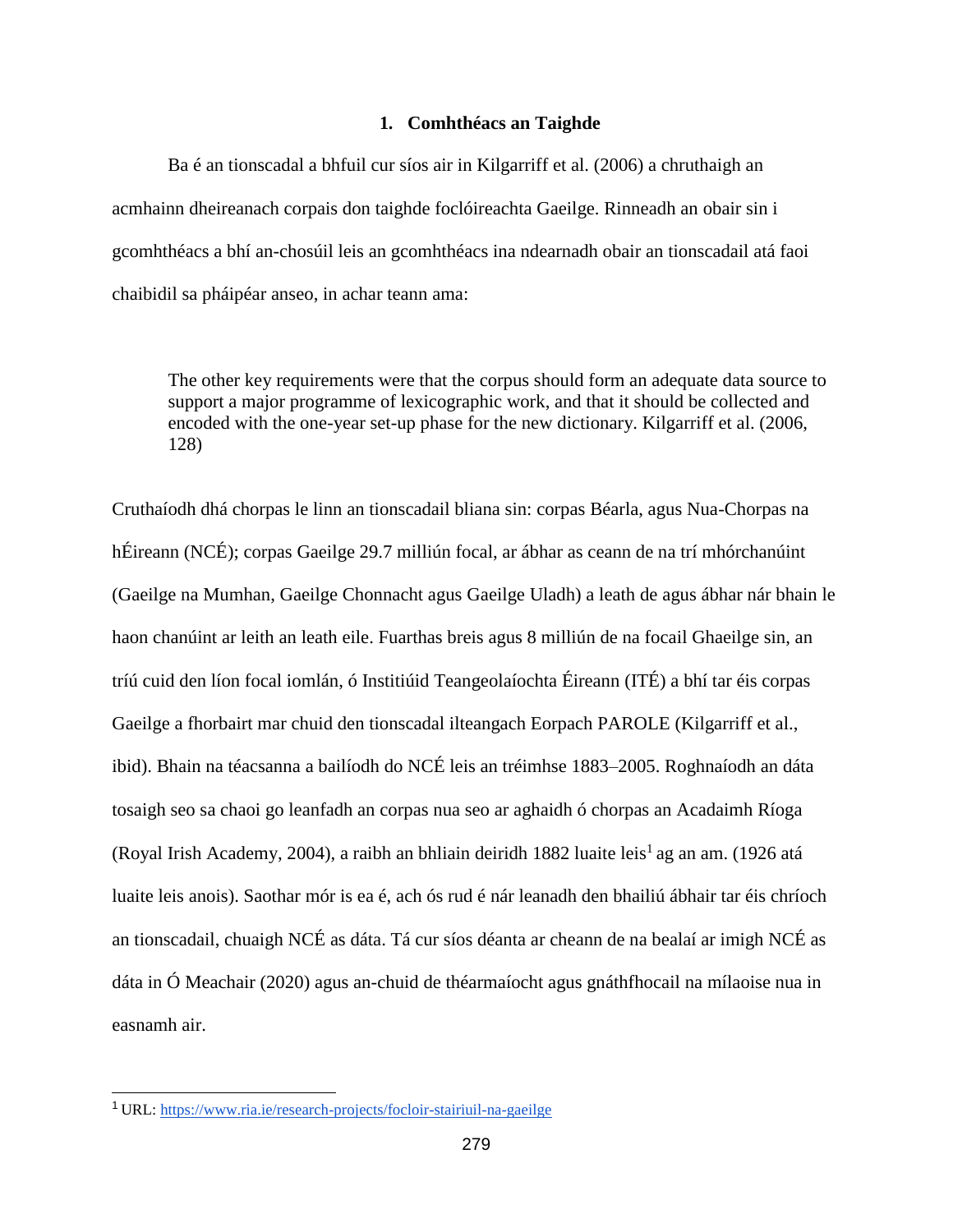## 1. Comhthéacs an Taighde

Ba é an tionscadal a bhfuil cur síos air in Kilgarriff et al. (2006) a chruthaigh an acmhainn dheireanach corpais don taighde foclóireachta Gaeilge. Rinneadh an obair sin i gcomhthéacs a bhí an-chosúil leis an gcomhthéacs ina ndearnadh obair an tionscadail atá faoi chaibidil sa pháipéar anseo, in achar teann ama:

> The other key requirements were that the corpus should form an adequate data source to support a major programme of lexicographic work, and that it should be collected and encoded with the one-year set-up phase for the new dictionary. Kilgarriff et al. (2006, 128)

Cruthaíodh dhá chorpas le linn an tionscadail bliana sin: corpas Béarla, agus Nua-Chorpas na hÉireann (NCÉ); corpas Gaeilge 29.7 milliún focal, ar ábhar as ceann de na trí mhórchanúint (Gaeilge na Mumhan, Gaeilge Chonnacht agus Gaeilge Uladh) a leath de agus ábhar nár bhain le haon chanúint ar leith an leath eile. Fuarthas breis agus 8 milliún de na focail Ghaeilge sin, an tríú cuid den líon focal iomlán, ó Institiúid Teangeolaíochta Éireann (ITÉ) a bhí tar éis corpas Gaeilge a fhorbairt mar chuid den tionscadal ilteangach Eorpach PAROLE (Kilgarriff et al., ibid). Bhain na téacsanna a bailíodh do NCÉ leis an tréimhse 1883–2005. Roghnaíodh an dáta tosaigh seo sa chaoi go leanfadh an corpas nua seo ar aghaidh ó chorpas an Acadaimh Ríoga (Royal Irish Academy, 2004), a raibh an bhliain deiridh 1882 luaite leis[1] ag an am. (1926 atá luaite leis anois). Saothar mór is ea é, ach ós rud é nár leanadh den bhailiú ábhair tar éis chríoch an tionscadail, chuaigh NCÉ as dáta. Tá cur síos déanta ar cheann de na bealaí ar imigh NCÉ as dáta in Ó Meachair (2020) agus an-chuid de théarmaíocht agus gnáthfhocail na mílaoise nua in easnamh air.

---

[1] URL: https://www.ria.ie/research-projects/focloir-stairiuil-na-gaeilge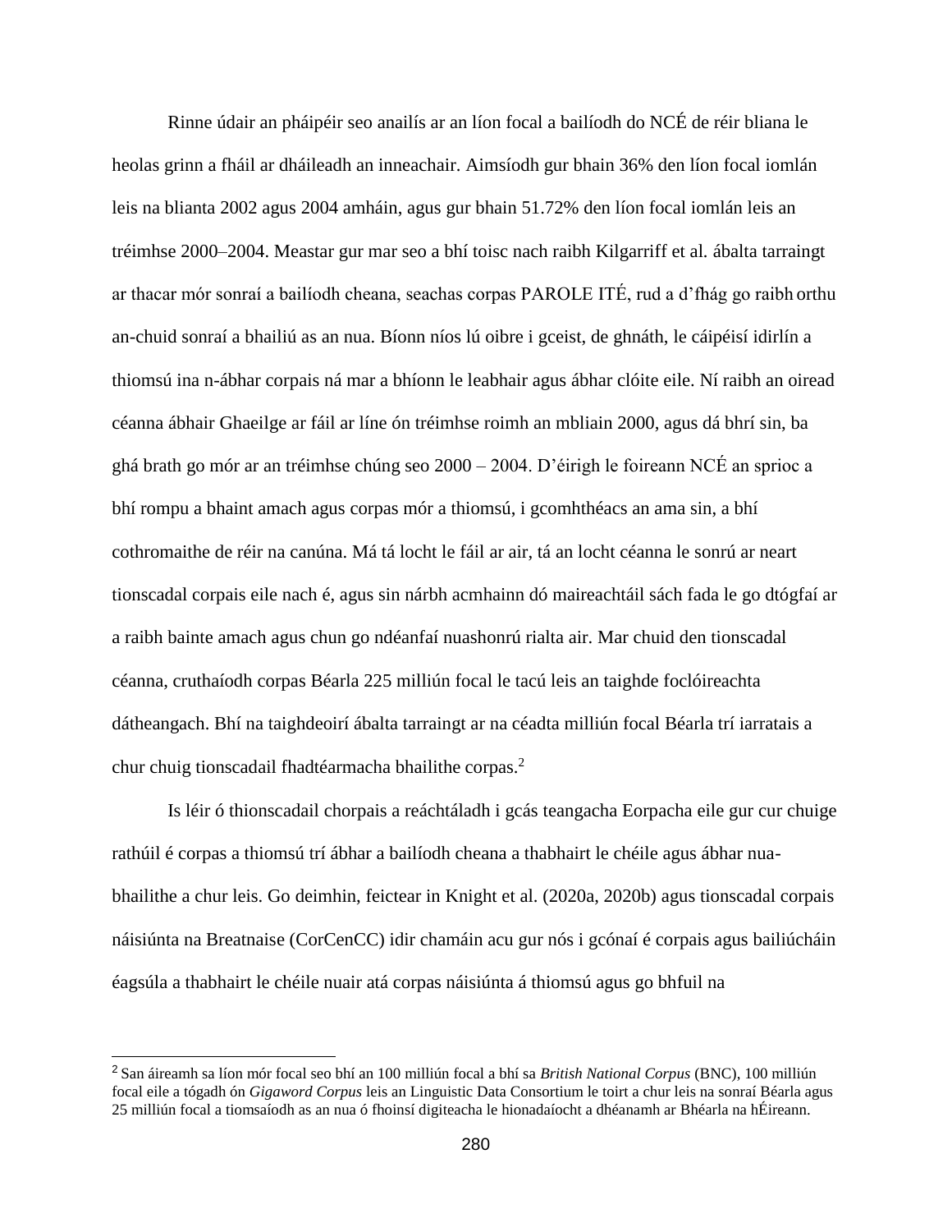Rinne údair an pháipéir seo anailís ar an líon focal a bailíodh do NCÉ de réir bliana le heolas grinn a fháil ar dháileadh an inneachair. Aimsíodh gur bhain 36% den líon focal iomlán leis na blianta 2002 agus 2004 amháin, agus gur bhain 51.72% den líon focal iomlán leis an tréimhse 2000–2004. Meastar gur mar seo a bhí toisc nach raibh Kilgarriff et al. ábalta tarraingt ar thacar mór sonraí a bailíodh cheana, seachas corpas PAROLE ITÉ, rud a d'fhág go raibh orthu an-chuid sonraí a bhailiú as an nua. Bíonn níos lú oibre i gceist, de ghnáth, le cáipéisí idirlín a thiomsú ina n-ábhar corpais ná mar a bhíonn le leabhair agus ábhar clóite eile. Ní raibh an oiread céanna ábhair Ghaeilge ar fáil ar líne ón tréimhse roimh an mbliain 2000, agus dá bhrí sin, ba ghá brath go mór ar an tréimhse chúng seo 2000 – 2004. D'éirigh le foireann NCÉ an sprioc a bhí rompu a bhaint amach agus corpas mór a thiomsú, i gcomhthéacs an ama sin, a bhí cothromaithe de réir na canúna. Má tá locht le fáil ar air, tá an locht céanna le sonrú ar neart tionscadal corpais eile nach é, agus sin nárbh acmhainn dó maireachtáil sách fada le go dtógfaí ar a raibh bainte amach agus chun go ndéanfaí nuashonrú rialta air. Mar chuid den tionscadal céanna, cruthaíodh corpas Béarla 225 milliún focal le tacú leis an taighde foclóireachta dátheangach. Bhí na taighdeoirí ábalta tarraingt ar na céadta milliún focal Béarla trí iarratais a chur chuig tionscadail fhadtéarmacha bhailithe corpas.[2]

Is léir ó thionscadail chorpais a reáchtáladh i gcás teangacha Eorpacha eile gur cur chuige rathúil é corpas a thiomsú trí ábhar a bailíodh cheana a thabhairt le chéile agus ábhar nua-bhailithe a chur leis. Go deimhin, feictear in Knight et al. (2020a, 2020b) agus tionscadal corpais náisiúnta na Breatnaise (CorCenCC) idir chamáin acu gur nós i gcónaí é corpais agus bailiúcháin éagsúla a thabhairt le chéile nuair atá corpas náisiúnta á thiomsú agus go bhfuil na

---

[2] San áireamh sa líon mór focal seo bhí an 100 milliún focal a bhí sa *British National Corpus* (BNC), 100 milliún focal eile a tógadh ón *Gigaword Corpus* leis an Linguistic Data Consortium le toirt a chur leis na sonraí Béarla agus 25 milliún focal a tiomsaíodh as an nua ó fhoinsí digiteacha le hionadaíocht a dhéanamh ar Bhéarla na hÉireann.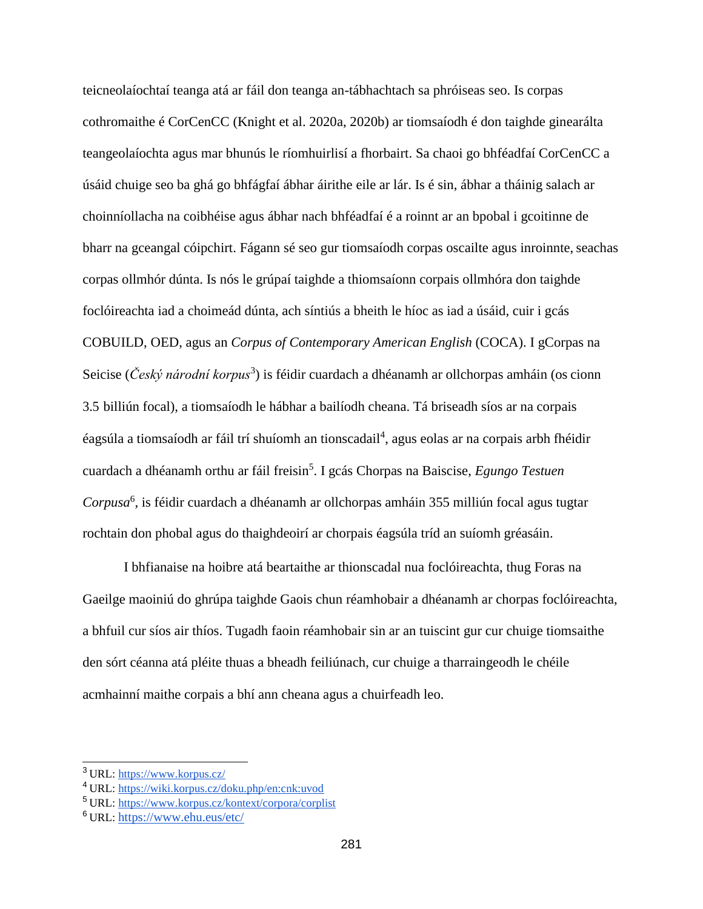teicneolaíochtaí teanga atá ar fáil don teanga an-tábhachtach sa phróiseas seo. Is corpas cothromaithe é CorCenCC (Knight et al. 2020a, 2020b) ar tiomsaíodh é don taighde ginearálta teangeolaíochta agus mar bhunús le ríomhuirlisí a fhorbairt. Sa chaoi go bhféadfaí CorCenCC a úsáid chuige seo ba ghá go bhfágfaí ábhar áirithe eile ar lár. Is é sin, ábhar a tháinig salach ar choinníollacha na coibhéise agus ábhar nach bhféadfaí é a roinnt ar an bpobal i gcoitinne de bharr na gceangal cóipchirt. Fágann sé seo gur tiomsaíodh corpas oscailte agus inroinnte, seachas corpas ollmhór dúnta. Is nós le grúpaí taighde a thiomsaíonn corpais ollmhóra don taighde foclóireachta iad a choimeád dúnta, ach síntiús a bheith le híoc as iad a úsáid, cuir i gcás COBUILD, OED, agus an *Corpus of Contemporary American English* (COCA). I gCorpas na Seicise (*Český národní korpus*[3]) is féidir cuardach a dhéanamh ar ollchorpas amháin (os cionn 3.5 billiún focal), a tiomsaíodh le hábhar a bailíodh cheana. Tá briseadh síos ar na corpais éagsúla a tiomsaíodh ar fáil trí shuíomh an tionscadail[4], agus eolas ar na corpais arbh fhéidir cuardach a dhéanamh orthu ar fáil freisin[5]. I gcás Chorpas na Baiscise, *Egungo Testuen Corpusa*[6], is féidir cuardach a dhéanamh ar ollchorpas amháin 355 milliún focal agus tugtar rochtain don phobal agus do thaighdeoirí ar chorpais éagsúla tríd an suíomh gréasáin.

I bhfianaise na hoibre atá beartaithe ar thionscadal nua foclóireachta, thug Foras na Gaeilge maoiniú do ghrúpa taighde Gaois chun réamhobair a dhéanamh ar chorpas foclóireachta, a bhfuil cur síos air thíos. Tugadh faoin réamhobair sin ar an tuiscint gur cur chuige tiomsaithe den sórt céanna atá pléite thuas a bheadh feiliúnach, cur chuige a tharraingeodh le chéile acmhainní maithe corpais a bhí ann cheana agus a chuirfeadh leo.

---

[3] URL: https://www.korpus.cz/
[4] URL: https://wiki.korpus.cz/doku.php/en:cnk:uvod
[5] URL: https://www.korpus.cz/kontext/corpora/corplist
[6] URL: https://www.ehu.eus/etc/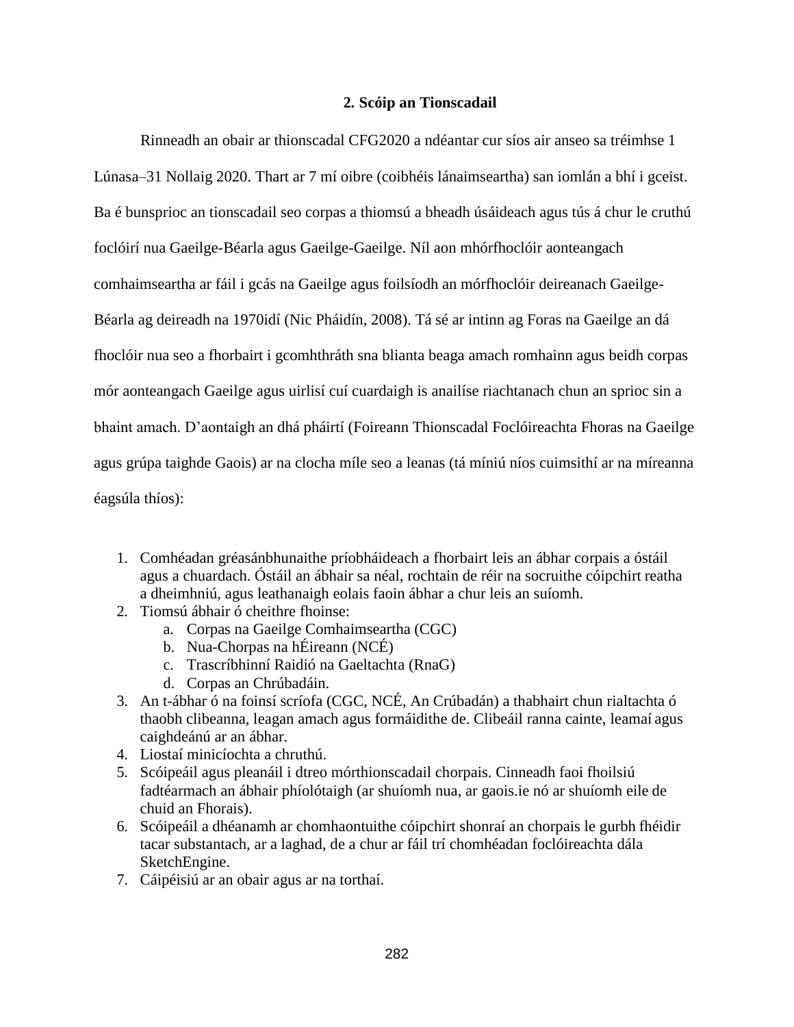## 2. Scóip an Tionscadail

Rinneadh an obair ar thionscadal CFG2020 a ndéantar cur síos air anseo sa tréimhse 1 Lúnasa–31 Nollaig 2020. Thart ar 7 mí oibre (coibhéis lánaimseartha) san iomlán a bhí i gceist. Ba é bunsprioc an tionscadail seo corpas a thiomsú a bheadh úsáideach agus tús á chur le cruthú foclóirí nua Gaeilge-Béarla agus Gaeilge-Gaeilge. Níl aon mhórfhoclóir aonteangach comhaimseartha ar fáil i gcás na Gaeilge agus foilsíodh an mórfhoclóir deireanach Gaeilge-Béarla ag deireadh na 1970idí (Nic Pháidín, 2008). Tá sé ar intinn ag Foras na Gaeilge an dá fhoclóir nua seo a fhorbairt i gcomhthráth sna blianta beaga amach romhainn agus beidh corpas mór aonteangach Gaeilge agus uirlisí cuí cuardaigh is anailíse riachtanach chun an sprioc sin a bhaint amach. D'aontaigh an dhá pháirtí (Foireann Thionscadal Foclóireachta Fhoras na Gaeilge agus grúpa taighde Gaois) ar na clocha míle seo a leanas (tá míniú níos cuimsithí ar na míreanna éagsúla thíos):

1. Comhéadan gréasánbhunaithe príobháideach a fhorbairt leis an ábhar corpais a óstáil agus a chuardach. Óstáil an ábhair sa néal, rochtain de réir na socruithe cóipchirt reatha a dheimhniú, agus leathanaigh eolais faoin ábhar a chur leis an suíomh.
2. Tiomsú ábhair ó cheithre fhoinse:
    a. Corpas na Gaeilge Comhaimseartha (CGC)
    b. Nua-Chorpas na hÉireann (NCÉ)
    c. Trascríbhinní Raidió na Gaeltachta (RnaG)
    d. Corpas an Chrúbadáin.
3. An t-ábhar ó na foinsí scríofa (CGC, NCÉ, An Crúbadán) a thabhairt chun rialtachta ó thaobh clibeanna, leagan amach agus formáidithe de. Clibeáil ranna cainte, leamaí agus caighdeánú ar an ábhar.
4. Liostaí minicíochta a chruthú.
5. Scóipeáil agus pleanáil i dtreo mórthionscadail chorpais. Cinneadh faoi fhoilsiú fadtéarmach an ábhair phíolótaigh (ar shuíomh nua, ar gaois.ie nó ar shuíomh eile de chuid an Fhorais).
6. Scóipeáil a dhéanamh ar chomhaontuithe cóipchirt shonraí an chorpais le gurbh fhéidir tacar substantach, ar a laghad, de a chur ar fáil trí chomhéadan foclóireachta dála SketchEngine.
7. Cáipéisiú ar an obair agus ar na torthaí.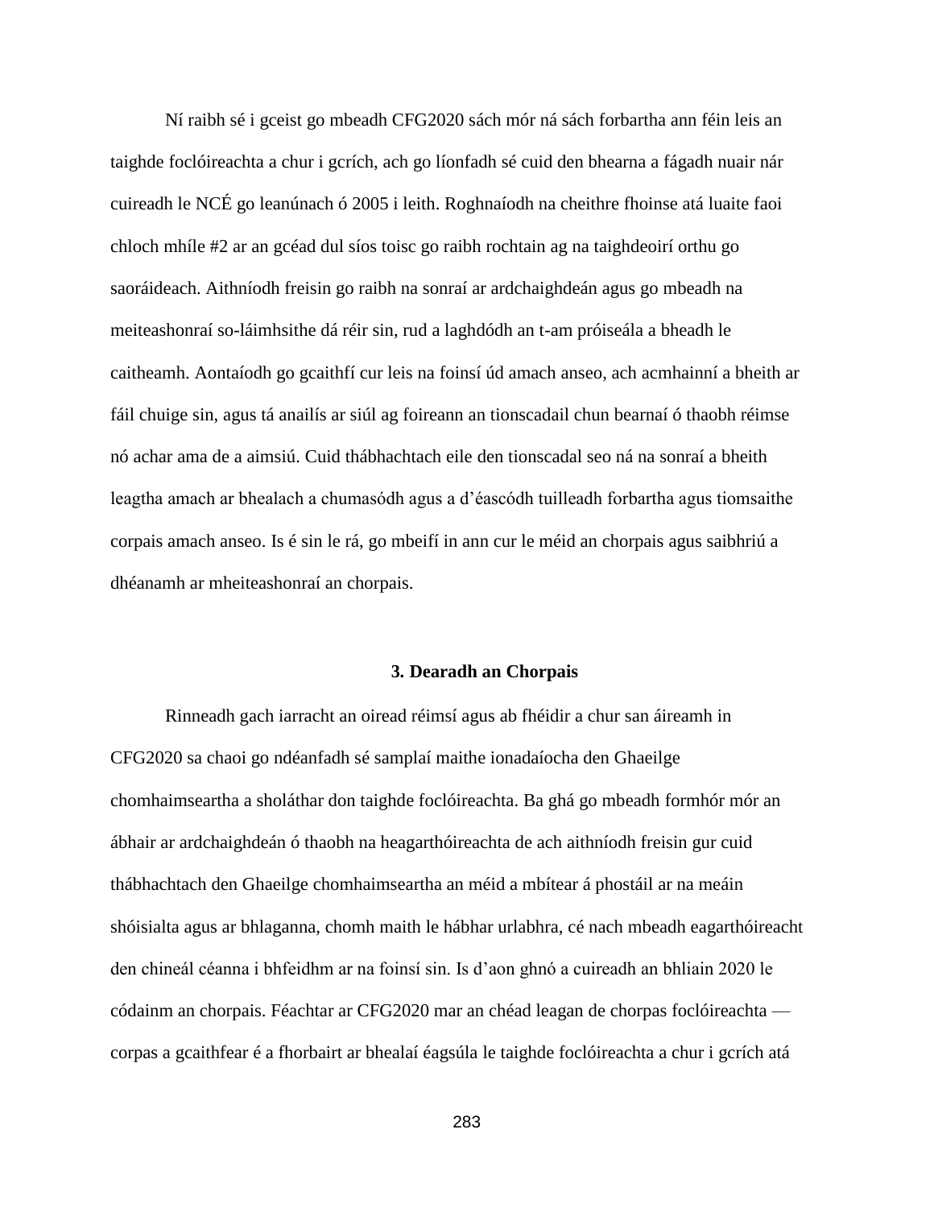Ní raibh sé i gceist go mbeadh CFG2020 sách mór ná sách forbartha ann féin leis an taighde foclóireachta a chur i gcrích, ach go líonfadh sé cuid den bhearna a fágadh nuair nár cuireadh le NCÉ go leanúnach ó 2005 i leith. Roghnaíodh na ceithre fhoinse atá luaite faoi chloch mhíle #2 ar an gcéad dul síos toisc go raibh rochtain ag na taighdeoirí orthu go saoráideach. Aithníodh freisin go raibh na sonraí ar ardchaighdeán agus go mbeadh na meiteashonraí so-láimhsithe dá réir sin, rud a laghdódh an t-am próiseála a bheadh le caitheamh. Aontaíodh go gcaithfí cur leis na foinsí úd amach anseo, ach acmhainní a bheith ar fáil chuige sin, agus tá anailís ar siúl ag foireann an tionscadail chun bearnaí ó thaobh réimse nó achar ama de a aimsiú. Cuid thábhachtach eile den tionscadal seo ná na sonraí a bheith leagtha amach ar bhealach a chumasódh agus a d'éascódh tuilleadh forbartha agus tiomsaithe corpais amach anseo. Is é sin le rá, go mbeifí in ann cur le méid an chorpais agus saibhriú a dhéanamh ar mheiteashonraí an chorpais.

## 3. Dearadh an Chorpais

Rinneadh gach iarracht an oiread réimsí agus ab fhéidir a chur san áireamh in CFG2020 sa chaoi go ndéanfadh sé samplaí maithe ionadaíocha den Ghaeilge chomhaimseartha a sholáthar don taighde foclóireachta. Ba ghá go mbeadh formhór mór an ábhair ar ardchaighdeán ó thaobh na heagarthóireachta de ach aithníodh freisin gur cuid thábhachtach den Ghaeilge chomhaimseartha an méid a mbítear á phostáil ar na meáin shóisialta agus ar bhlaganna, chomh maith le hábhar urlabhra, cé nach mbeadh eagarthóireacht den chineál céanna i bhfeidhm ar na foinsí sin. Is d'aon ghnó a cuireadh an bhliain 2020 le códainm an chorpais. Féachtar ar CFG2020 mar an chéad leagan de chorpas foclóireachta — corpas a gcaithfear é a fhorbairt ar bhealaí éagsúla le taighde foclóireachta a chur i gcrích atá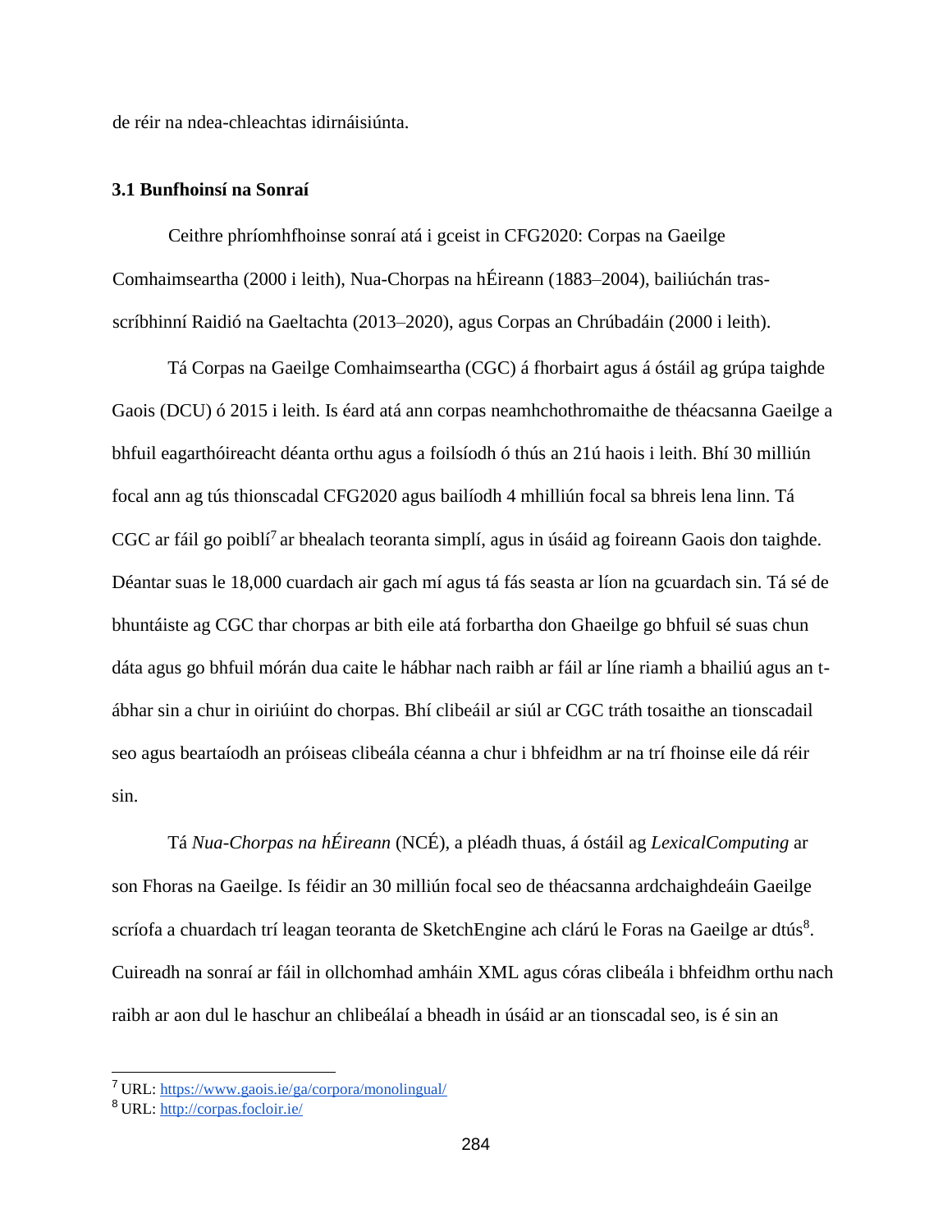de réir na ndea-chleachtas idirnáisiúnta.

### 3.1 Bunfhoinsí na Sonraí

Ceithre phríomhfhoinse sonraí atá i gceist in CFG2020: Corpas na Gaeilge Comhaimseartha (2000 i leith), Nua-Chorpas na hÉireann (1883–2004), bailiúchán tras-scríbhinní Raidió na Gaeltachta (2013–2020), agus Corpas an Chrúbadáin (2000 i leith).

Tá Corpas na Gaeilge Comhaimseartha (CGC) á fhorbairt agus á óstáil ag grúpa taighde Gaois (DCU) ó 2015 i leith. Is éard atá ann corpas neamhchothromaithe de théacsanna Gaeilge a bhfuil eagarthóireacht déanta orthu agus a foilsíodh ó thús an 21ú haois i leith. Bhí 30 milliún focal ann ag tús thionscadal CFG2020 agus bailíodh 4 mhilliún focal sa bhreis lena linn. Tá CGC ar fáil go poiblí[7] ar bhealach teoranta simplí, agus in úsáid ag foireann Gaois don taighde. Déantar suas le 18,000 cuardach air gach mí agus tá fás seasta ar líon na gcuardach sin. Tá sé de bhuntáiste ag CGC thar chorpas ar bith eile atá forbartha don Ghaeilge go bhfuil sé suas chun dáta agus go bhfuil mórán dua caite le hábhar nach raibh ar fáil ar líne riamh a bhailiú agus an t-ábhar sin a chur in oiriúint do chorpas. Bhí clibeáil ar siúl ar CGC tráth tosaithe an tionscadail seo agus beartaíodh an próiseas clibeála céanna a chur i bhfeidhm ar na trí fhoinse eile dá réir sin.

Tá *Nua-Chorpas na hÉireann* (NCÉ), a pléadh thuas, á óstáil ag *LexicalComputing* ar son Fhoras na Gaeilge. Is féidir an 30 milliún focal seo de théacsanna ardchaighdeáin Gaeilge scríofa a chuardach trí leagan teoranta de SketchEngine ach clárú le Foras na Gaeilge ar dtús[8]. Cuireadh na sonraí ar fáil in ollchomhad amháin XML agus córas clibeála i bhfeidhm orthu nach raibh ar aon dul le haschur an chlibeálaí a bheadh in úsáid ar an tionscadal seo, is é sin an

---

[7] URL: https://www.gaois.ie/ga/corpora/monolingual/

[8] URL: http://corpas.focloir.ie/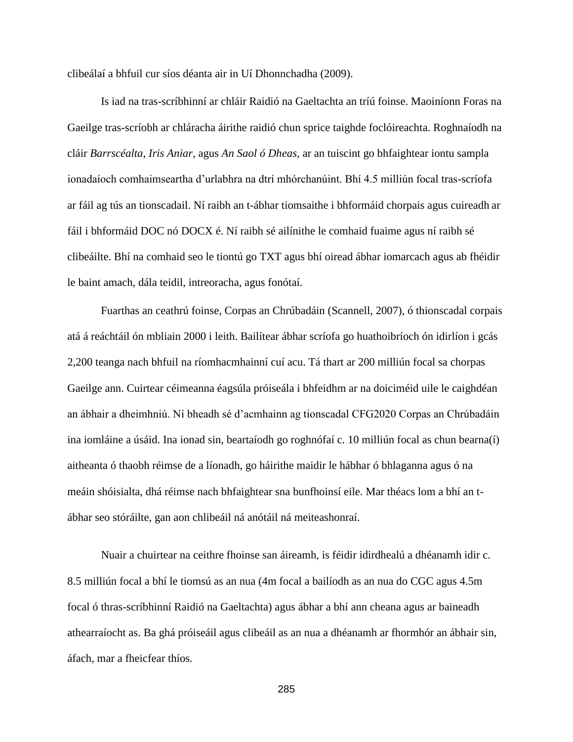clibeálaí a bhfuil cur síos déanta air in Uí Dhonnchadha (2009).

Is iad na tras-scríbhinní ar chláir Raidió na Gaeltachta an tríú foinse. Maoiníonn Foras na Gaeilge tras-scríobh ar chláracha áirithe raidió chun sprice taighde foclóireachta. Roghnaíodh na cláir *Barrscéalta*, *Iris Aniar*, agus *An Saol ó Dheas*, ar an tuiscint go bhfaightear iontu sampla ionadaíoch comhaimseartha d'urlabhra na dtrí mhórchanúint. Bhí 4.5 milliún focal tras-scríofa ar fáil ag tús an tionscadail. Ní raibh an t-ábhar tiomsaithe i bhformáid chorpais agus cuireadh ar fáil i bhformáid DOC nó DOCX é. Ní raibh sé ailínithe le comhaid fuaime agus ní raibh sé clibeáilte. Bhí na comhaid seo le tiontú go TXT agus bhí oiread ábhar iomarcach agus ab fhéidir le baint amach, dála teidil, intreoracha, agus fonótaí.

Fuarthas an ceathrú foinse, Corpas an Chrúbadáin (Scannell, 2007), ó thionscadal corpais atá á reáchtáil ón mbliain 2000 i leith. Bailítear ábhar scríofa go huathoibríoch ón idirlíon i gcás 2,200 teanga nach bhfuil na ríomhacmhainní cuí acu. Tá thart ar 200 milliún focal sa chorpas Gaeilge ann. Cuirtear céimeanna éagsúla próiseála i bhfeidhm ar na doiciméid uile le caighdéan an ábhair a dheimhniú. Ní bheadh sé d'acmhainn ag tionscadal CFG2020 Corpas an Chrúbadáin ina iomláine a úsáid. Ina ionad sin, beartaíodh go roghnófaí c. 10 milliún focal as chun bearna(í) aitheanta ó thaobh réimse de a líonadh, go háirithe maidir le hábhar ó bhlaganna agus ó na meáin shóisialta, dhá réimse nach bhfaightear sna bunfhoinsí eile. Mar théacs lom a bhí an t-ábhar seo stóráilte, gan aon chlibeáil ná anótáil ná meiteashonraí.

Nuair a chuirtear na ceithre fhoinse san áireamh, is féidir idirdhealú a dhéanamh idir c. 8.5 milliún focal a bhí le tiomsú as an nua (4m focal a bailíodh as an nua do CGC agus 4.5m focal ó thras-scríbhinní Raidió na Gaeltachta) agus ábhar a bhí ann cheana agus ar baineadh athearraíocht as. Ba ghá próiseáil agus clibeáil as an nua a dhéanamh ar fhormhór an ábhair sin, áfach, mar a fheicfear thíos.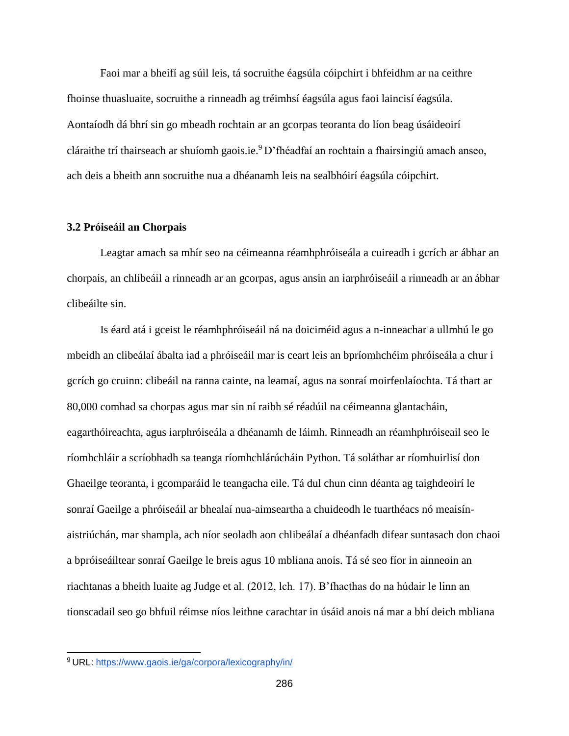Faoi mar a bheifí ag súil leis, tá socruithe éagsúla cóipchirt i bhfeidhm ar na ceithre fhoinse thuasluaite, socruithe a rinneadh ag tréimhsí éagsúla agus faoi laincisí éagsúla. Aontaíodh dá bhrí sin go mbeadh rochtain ar an gcorpas teoranta do líon beag úsáideoirí cláraithe trí thairseach ar shuíomh gaois.ie.[9] D'fhéadfaí an rochtain a fhairsingiú amach anseo, ach deis a bheith ann socruithe nua a dhéanamh leis na sealbhóirí éagsúla cóipchirt.

### 3.2 Próiseáil an Chorpais

Leagtar amach sa mhír seo na céimeanna réamhphróiseála a cuireadh i gcrích ar ábhar an chorpais, an chlibeáil a rinneadh ar an gcorpas, agus ansin an iarphróiseáil a rinneadh ar an ábhar clibeáilte sin.

Is éard atá i gceist le réamhphróiseáil ná na doiciméid agus a n-inneachar a ullmhú le go mbeidh an clibeálaí ábalta iad a phróiseáil mar is ceart leis an bpríomhchéim phróiseála a chur i gcrích go cruinn: clibeáil na ranna cainte, na leamaí, agus na sonraí moirfeolaíochta. Tá thart ar 80,000 comhad sa chorpas agus mar sin ní raibh sé réadúil na céimeanna glantacháin, eagarthóireachta, agus iarphróiseála a dhéanamh de láimh. Rinneadh an réamhphróiseail seo le ríomhchláir a scríobhadh sa teanga ríomhchlárúcháin Python. Tá soláthar ar ríomhuirlisí don Ghaeilge teoranta, i gcomparáid le teangacha eile. Tá dul chun cinn déanta ag taighdeoirí le sonraí Gaeilge a phróiseáil ar bhealaí nua-aimseartha a chuideodh le tuartheács nó meaisín-aistriúchán, mar shampla, ach níor seoladh aon chlibeálaí a dhéanfadh difear suntasach don chaoi a bpróiseáiltear sonraí Gaeilge le breis agus 10 mbliana anois. Tá sé seo fíor in ainneoin an riachtanas a bheith luaite ag Judge et al. (2012, lch. 17). B'fhacthas do na húdair le linn an tionscadail seo go bhfuil réimse níos leithne carachtar in úsáid anois ná mar a bhí deich mbliana

---

[9] URL: https://www.gaois.ie/ga/corpora/lexicography/in/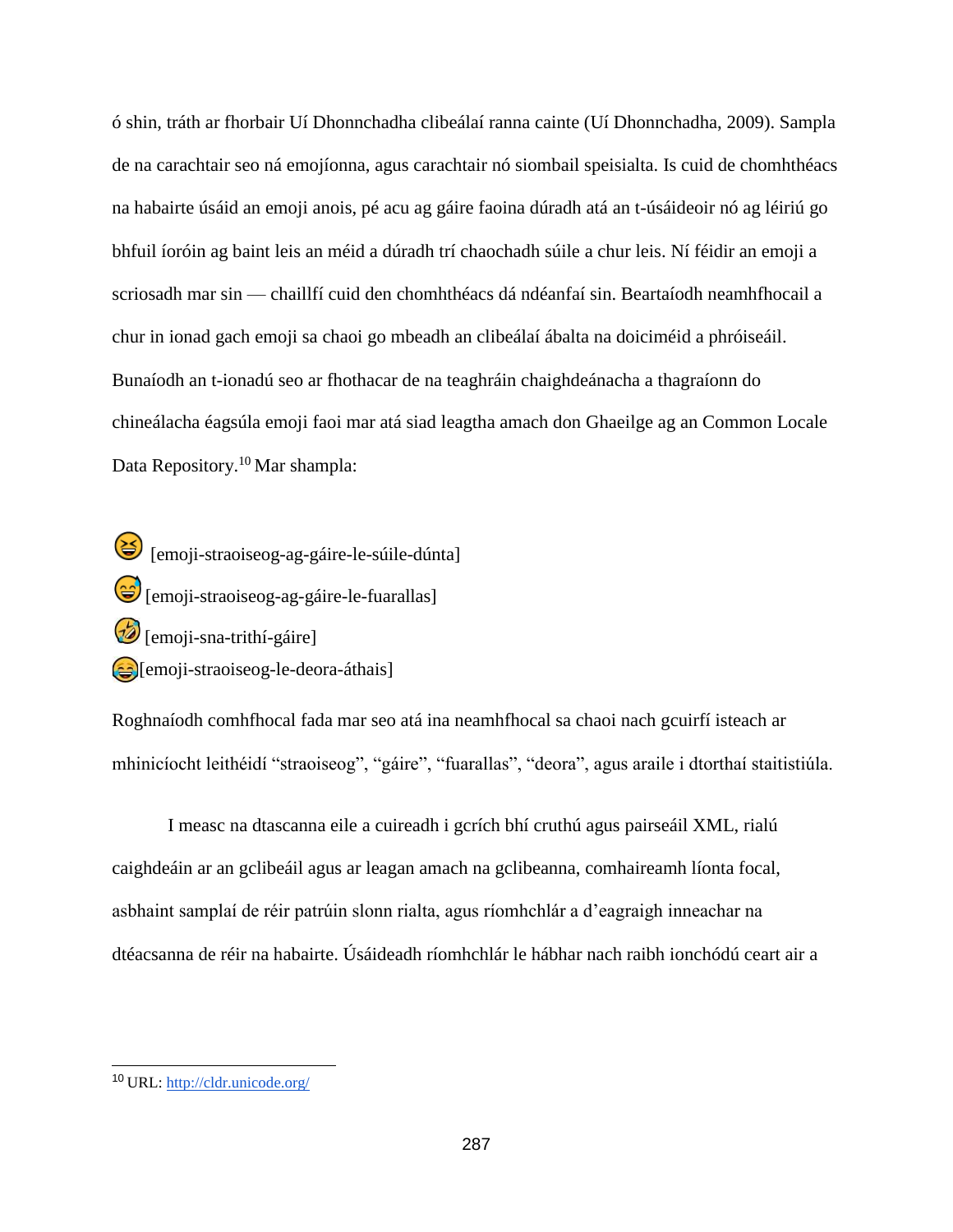ó shin, tráth ar fhorbair Uí Dhonnchadha clibeálaí ranna cainte (Uí Dhonnchadha, 2009). Sampla de na carachtair seo ná emojíonna, agus carachtair nó siombail speisialta. Is cuid de chomhthéacs na habairte úsáid an emoji anois, pé acu ag gáire faoina dúradh atá an t-úsáideoir nó ag léiriú go bhfuil íoróin ag baint leis an méid a dúradh trí chaochadh súile a chur leis. Ní féidir an emoji a scriosadh mar sin — chaillfí cuid den chomhthéacs dá ndéanfaí sin. Beartaíodh neamhfhocail a chur in ionad gach emoji sa chaoi go mbeadh an clibeálaí ábalta na doiciméid a phróiseáil. Bunaíodh an t-ionadú seo ar fhothacar de na teaghráin chaighdeánacha a thagraíonn do chineálacha éagsúla emoji faoi mar atá siad leagtha amach don Ghaeilge ag an Common Locale Data Repository.[10] Mar shampla:

😆 [emoji-straoiseog-ag-gáire-le-súile-dúnta]
😅 [emoji-straoiseog-ag-gáire-le-fuarallas]
🤣 [emoji-sna-trithí-gáire]
😂 [emoji-straoiseog-le-deora-áthais]

Roghnaíodh comhfhocal fada mar seo atá ina neamhfhocal sa chaoi nach gcuirfí isteach ar mhinicíocht leithéidí “straoiseog”, “gáire”, “fuarallas”, “deora”, agus araile i dtorthaí staitistiúla.

I measc na dtascanna eile a cuireadh i gcrích bhí cruthú agus pairseáil XML, rialú caighdeáin ar an gclibeáil agus ar leagan amach na gclibeanna, comhaireamh líonta focal, asbhaint samplaí de réir patrúin slonn rialta, agus ríomhchlár a d’eagraigh inneachar na dtéacsanna de réir na habairte. Úsáideadh ríomhchlár le hábhar nach raibh ionchódú ceart air a

[10] URL: http://cldr.unicode.org/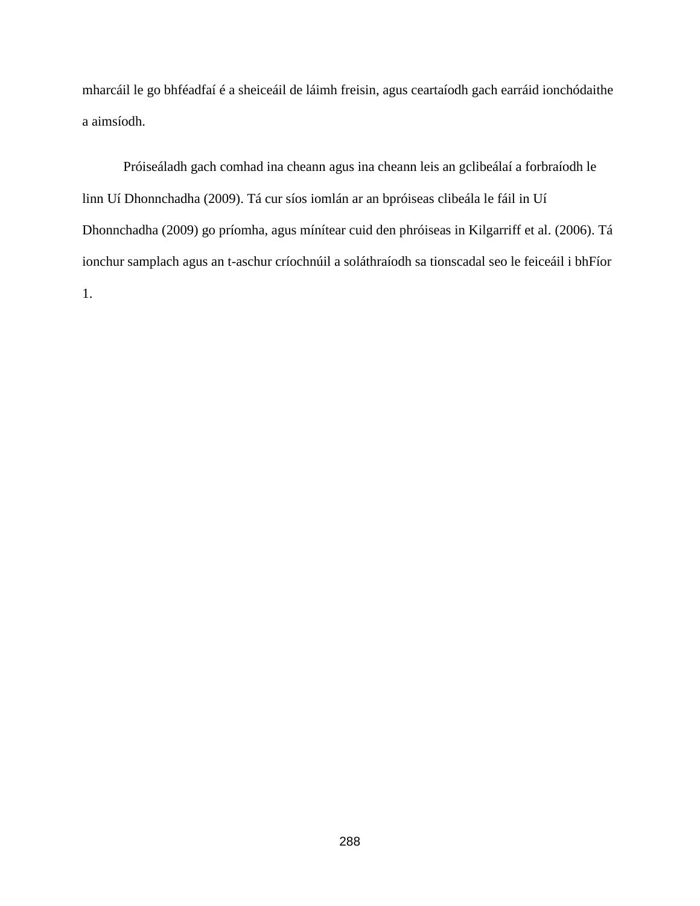mharcáil le go bhféadfaí é a sheiceáil de láimh freisin, agus ceartaíodh gach earráid ionchódaithe a aimsíodh.

Próiseáladh gach comhad ina cheann agus ina cheann leis an gclibeálaí a forbraíodh le linn Uí Dhonnchadha (2009). Tá cur síos iomlán ar an bpróiseas clibeála le fáil in Uí Dhonnchadha (2009) go príomha, agus mínítear cuid den phróiseas in Kilgarriff et al. (2006). Tá ionchur samplach agus an t-aschur críochnúil a soláthraíodh sa tionscadal seo le feiceáil i bhFíor 1.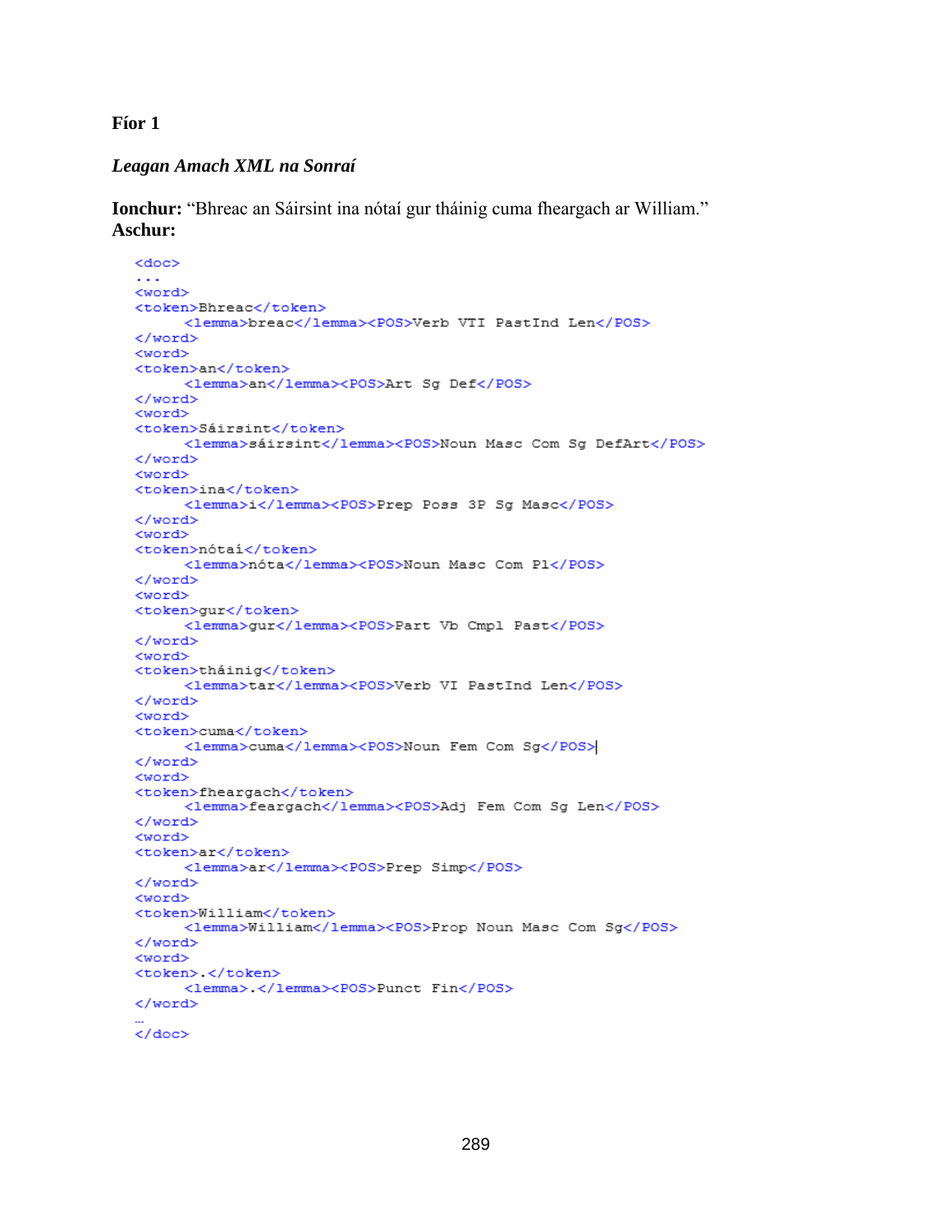**Fíor 1**

***Leagan Amach XML na Sonraí***

**Ionchur:** "Bhreac an Sáirsint ina nótaí gur tháinig cuma fheargach ar William."
**Aschur:**

```
<doc>
...
<word>
<token>Bhreac</token>
     <lemma>breac</lemma><POS>Verb VTI PastInd Len</POS>
</word>
<word>
<token>an</token>
     <lemma>an</lemma><POS>Art Sg Def</POS>
</word>
<word>
<token>Sáirsint</token>
     <lemma>sáirsint</lemma><POS>Noun Masc Com Sg DefArt</POS>
</word>
<word>
<token>ina</token>
     <lemma>i</lemma><POS>Prep Poss 3P Sg Masc</POS>
</word>
<word>
<token>nótaí</token>
     <lemma>nóta</lemma><POS>Noun Masc Com Pl</POS>
</word>
<word>
<token>gur</token>
     <lemma>gur</lemma><POS>Part Vb Cmpl Past</POS>
</word>
<word>
<token>tháinig</token>
     <lemma>tar</lemma><POS>Verb VI PastInd Len</POS>
</word>
<word>
<token>cuma</token>
     <lemma>cuma</lemma><POS>Noun Fem Com Sg</POS>
</word>
<word>
<token>fheargach</token>
     <lemma>feargach</lemma><POS>Adj Fem Com Sg Len</POS>
</word>
<word>
<token>ar</token>
     <lemma>ar</lemma><POS>Prep Simp</POS>
</word>
<word>
<token>William</token>
     <lemma>William</lemma><POS>Prop Noun Masc Com Sg</POS>
</word>
<word>
<token>.</token>
     <lemma>.</lemma><POS>Punct Fin</POS>
</word>
...
</doc>
```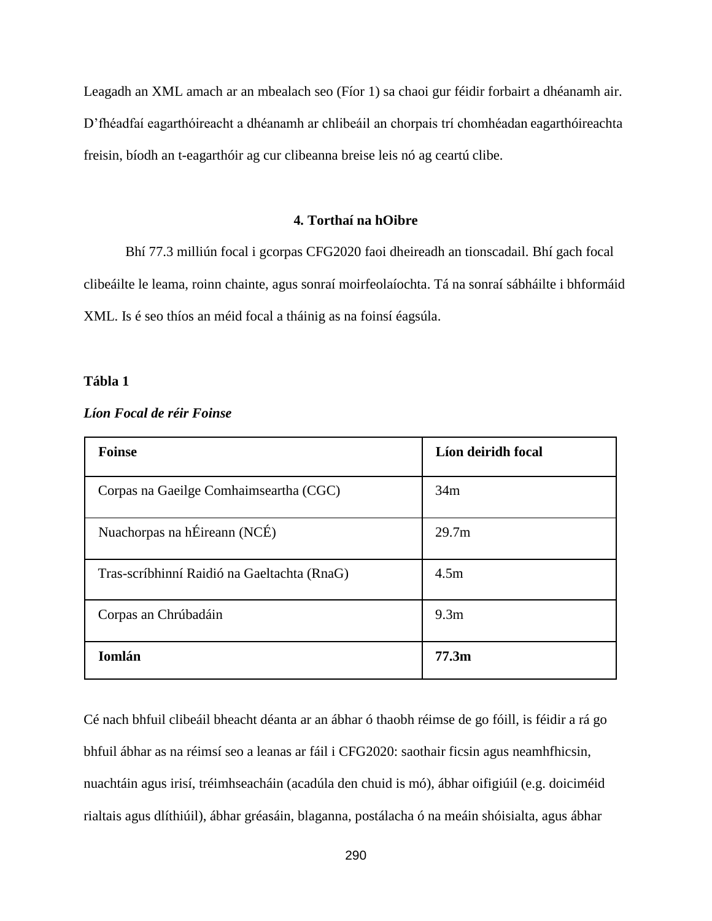Leagadh an XML amach ar an mbealach seo (Fíor 1) sa chaoi gur féidir forbairt a dhéanamh air. D'fhéadfaí eagarthóireacht a dhéanamh ar chlibeáil an chorpais trí chomhéadan eagarthóireachta freisin, bíodh an t-eagarthóir ag cur clibeanna breise leis nó ag ceartú clibe.

## 4. Torthaí na hOibre

Bhí 77.3 milliún focal i gcorpas CFG2020 faoi dheireadh an tionscadail. Bhí gach focal clibeáilte le leama, roinn chainte, agus sonraí moirfeolaíochta. Tá na sonraí sábháilte i bhformáid XML. Is é seo thíos an méid focal a tháinig as na foinsí éagsúla.

**Tábla 1**

***Líon Focal de réir Foinse***

| **Foinse** | **Líon deiridh focal** |
|---|---|
| Corpas na Gaeilge Comhaimseartha (CGC) | 34m |
| Nuachorpas na hÉireann (NCÉ) | 29.7m |
| Tras-scríbhinní Raidió na Gaeltachta (RnaG) | 4.5m |
| Corpas an Chrúbadáin | 9.3m |
| **Iomlán** | **77.3m** |

Cé nach bhfuil clibeáil bheacht déanta ar an ábhar ó thaobh réimse de go fóill, is féidir a rá go bhfuil ábhar as na réimsí seo a leanas ar fáil i CFG2020: saothair ficsin agus neamhfhicsin, nuachtáin agus irisí, tréimhseacháin (acadúla den chuid is mó), ábhar oifigiúil (e.g. doiciméid rialtais agus dlíthiúil), ábhar gréasáin, blaganna, postálacha ó na meáin shóisialta, agus ábhar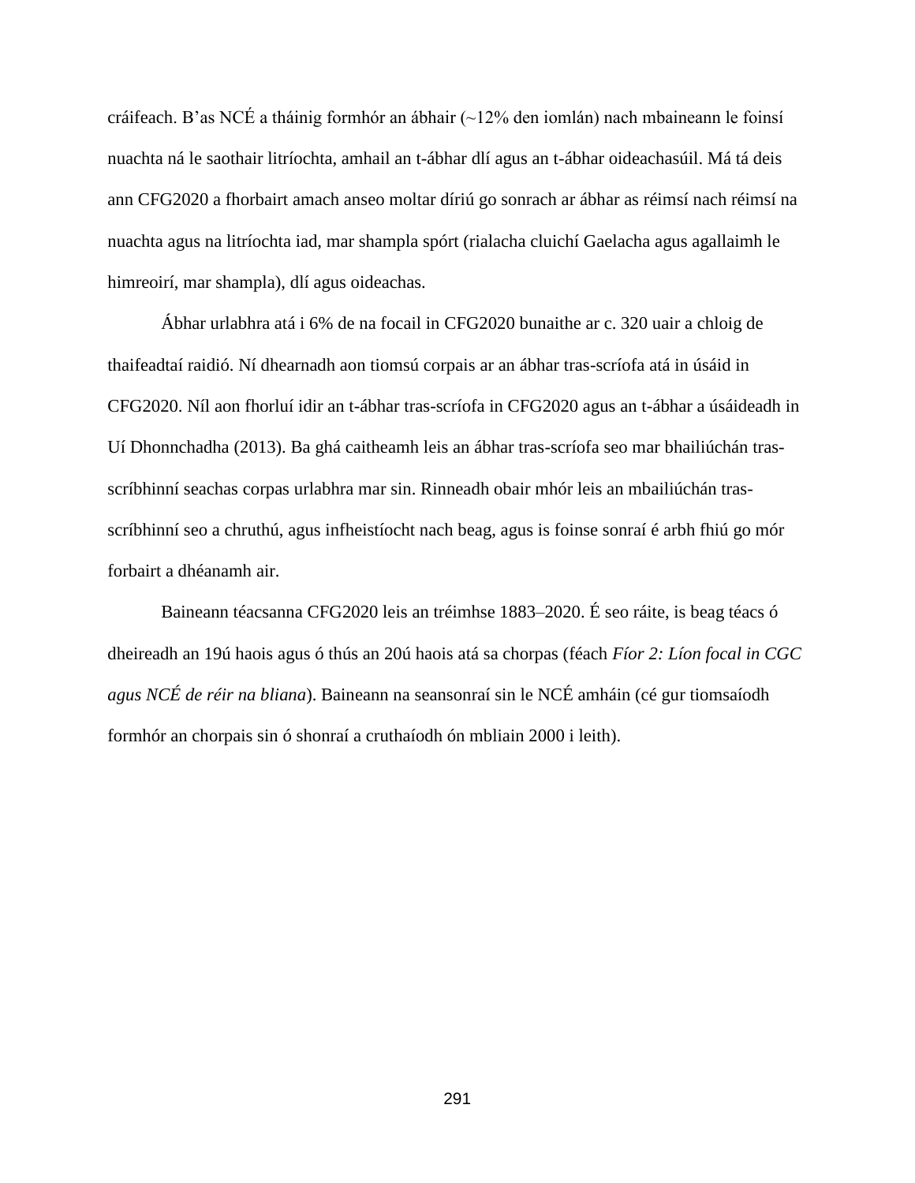cráifeach. B'as NCÉ a tháinig formhór an ábhair (~12% den iomlán) nach mbaineann le foinsí nuachta ná le saothair litríochta, amhail an t-ábhar dlí agus an t-ábhar oideachasúil. Má tá deis ann CFG2020 a fhorbairt amach anseo moltar díriú go sonrach ar ábhar as réimsí nach réimsí na nuachta agus na litríochta iad, mar shampla spórt (rialacha cluichí Gaelacha agus agallaimh le himreoirí, mar shampla), dlí agus oideachas.

Ábhar urlabhra atá i 6% de na focail in CFG2020 bunaithe ar c. 320 uair a chloig de thaifeadtaí raidió. Ní dhearnadh aon tiomsú corpais ar an ábhar tras-scríofa atá in úsáid in CFG2020. Níl aon fhorluí idir an t-ábhar tras-scríofa in CFG2020 agus an t-ábhar a úsáideadh in Uí Dhonnchadha (2013). Ba ghá caitheamh leis an ábhar tras-scríofa seo mar bhailiúchán tras-scríbhinní seachas corpas urlabhra mar sin. Rinneadh obair mhór leis an mbailiúchán tras-scríbhinní seo a chruthú, agus infheistíocht nach beag, agus is foinse sonraí é arbh fhiú go mór forbairt a dhéanamh air.

Baineann téacsanna CFG2020 leis an tréimhse 1883–2020. É seo ráite, is beag téacs ó dheireadh an 19ú haois agus ó thús an 20ú haois atá sa chorpas (féach *Fíor 2: Líon focal in CGC agus NCÉ de réir na bliana*). Baineann na seansonraí sin le NCÉ amháin (cé gur tiomsaíodh formhór an chorpais sin ó shonraí a cruthaíodh ón mbliain 2000 i leith).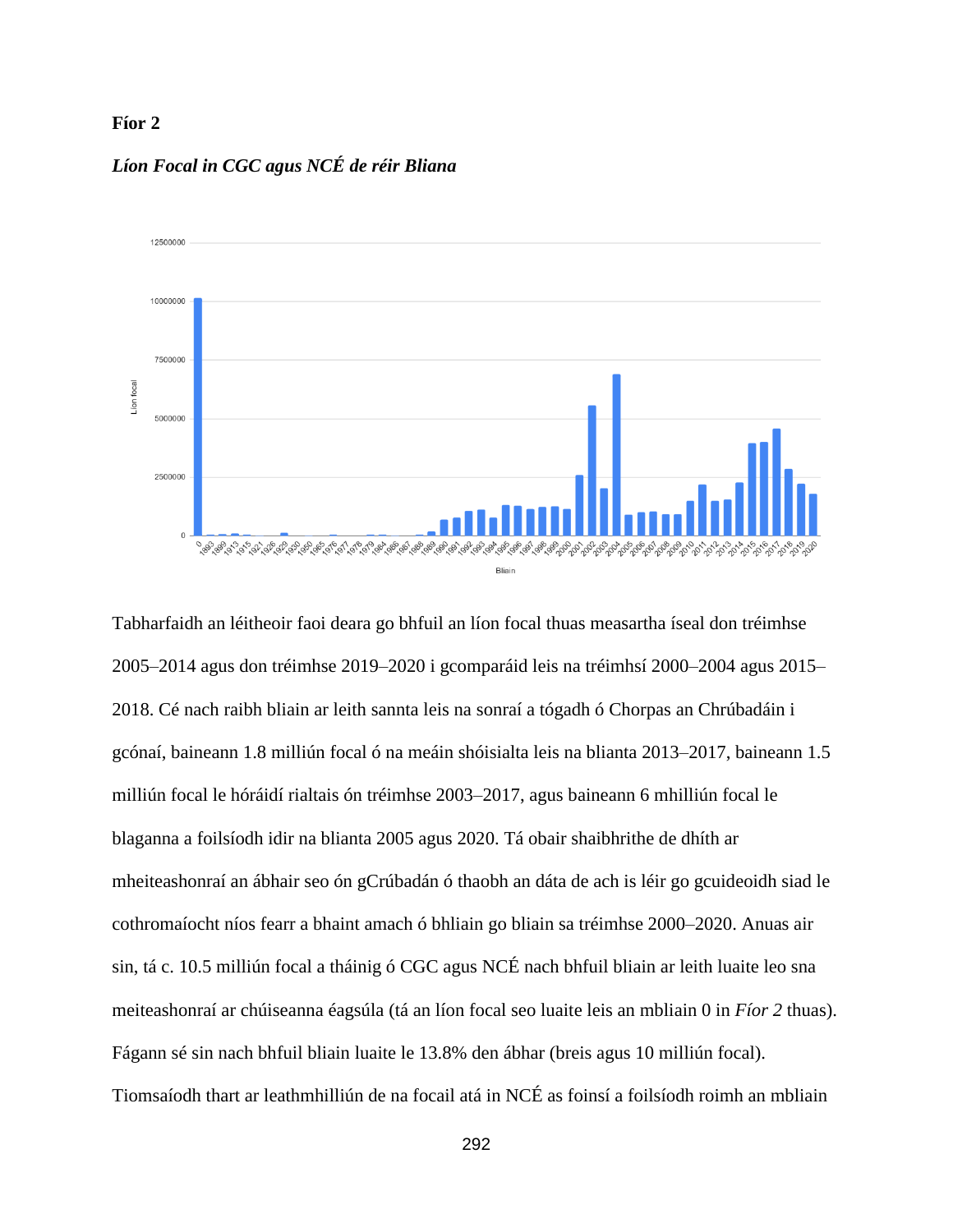**Fíor 2**

***Líon Focal in CGC agus NCÉ de réir Bliana***

Tabharfaidh an léitheoir faoi deara go bhfuil an líon focal thuas measartha íseal don tréimhse 2005–2014 agus don tréimhse 2019–2020 i gcomparáid leis na tréimhsí 2000–2004 agus 2015–2018. Cé nach raibh bliain ar leith sannta leis na sonraí a tógadh ó Chorpas an Chrúbadáin i gcónaí, baineann 1.8 milliún focal ó na meáin shóisialta leis na blianta 2013–2017, baineann 1.5 milliún focal le hóráidí rialtais ón tréimhse 2003–2017, agus baineann 6 mhilliún focal le blaganna a foilsíodh idir na blianta 2005 agus 2020. Tá obair shaibhrithe de dhíth ar mheiteashonraí an ábhair seo ón gCrúbadán ó thaobh an dáta de ach is léir go gcuideoidh siad le cothromaíocht níos fearr a bhaint amach ó bhliain go bliain sa tréimhse 2000–2020. Anuas air sin, tá c. 10.5 milliún focal a tháinig ó CGC agus NCÉ nach bhfuil bliain ar leith luaite leo sna meiteashonraí ar chúiseanna éagsúla (tá an líon focal seo luaite leis an mbliain 0 in *Fíor 2* thuas). Fágann sé sin nach bhfuil bliain luaite le 13.8% den ábhar (breis agus 10 milliún focal). Tiomsaíodh thart ar leathmhilliún de na focail atá in NCÉ as foinsí a foilsíodh roimh an mbliain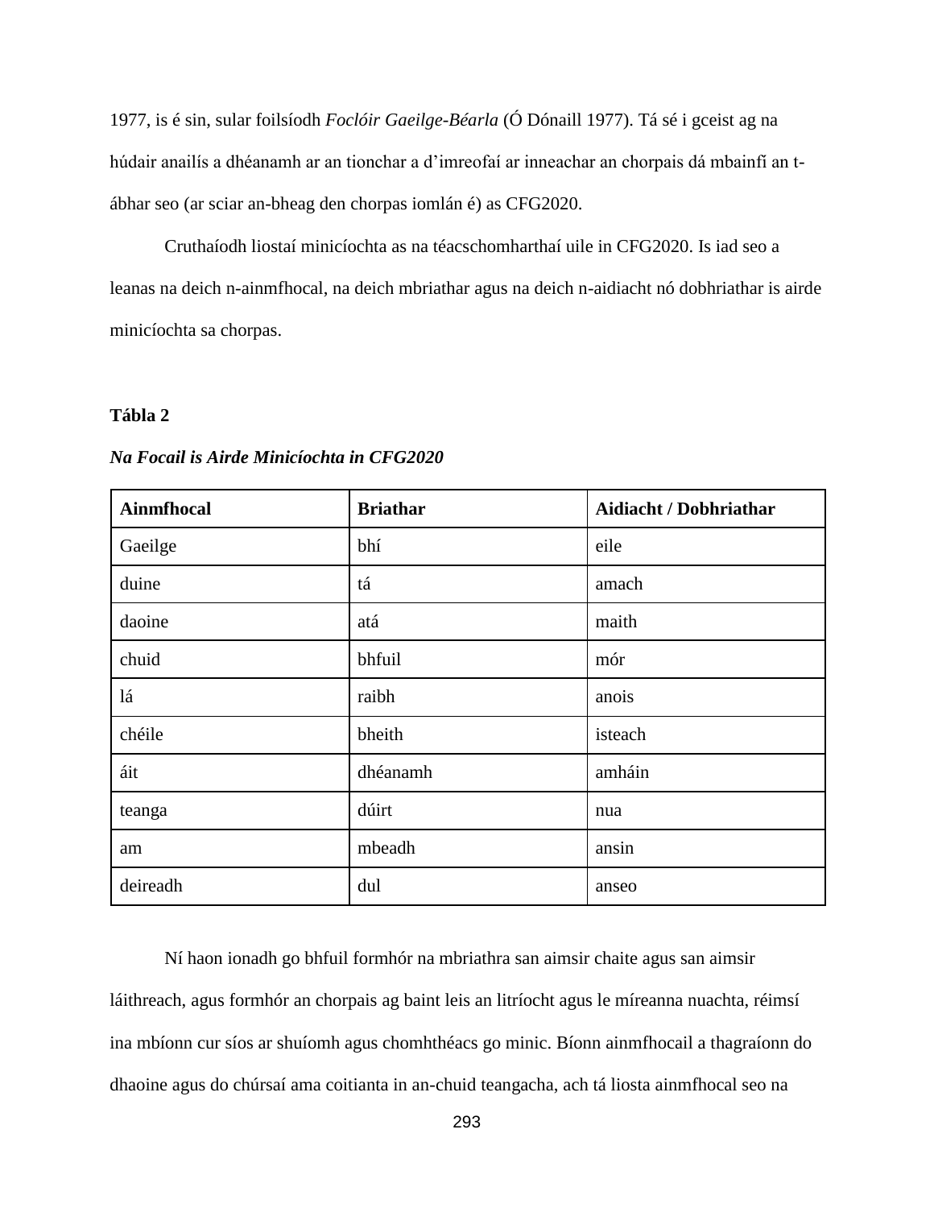1977, is é sin, sular foilsíodh *Foclóir Gaeilge-Béarla* (Ó Dónaill 1977). Tá sé i gceist ag na húdair anailís a dhéanamh ar an tionchar a d'imreofaí ar inneachar an chorpais dá mbainfí an t-ábhar seo (ar sciar an-bheag den chorpas iomlán é) as CFG2020.

Cruthaíodh liostaí minicíochta as na téacschomharthaí uile in CFG2020. Is iad seo a leanas na deich n-ainmfhocal, na deich mbriathar agus na deich n-aidiacht nó dobhriathar is airde minicíochta sa chorpas.

**Tábla 2**

***Na Focail is Airde Minicíochta in CFG2020***

| **Ainmfhocal** | **Briathar** | **Aidiacht / Dobhriathar** |
|---|---|---|
| Gaeilge | bhí | eile |
| duine | tá | amach |
| daoine | atá | maith |
| chuid | bhfuil | mór |
| lá | raibh | anois |
| chéile | bheith | isteach |
| áit | dhéanamh | amháin |
| teanga | dúirt | nua |
| am | mbeadh | ansin |
| deireadh | dul | anseo |

Ní haon ionadh go bhfuil formhór na mbriathra san aimsir chaite agus san aimsir láithreach, agus formhór an chorpais ag baint leis an litríocht agus le míreanna nuachta, réimsí ina mbíonn cur síos ar shuíomh agus chomhthéacs go minic. Bíonn ainmfhocail a thagraíonn do dhaoine agus do chúrsaí ama coitianta in an-chuid teangacha, ach tá liosta ainmfhocal seo na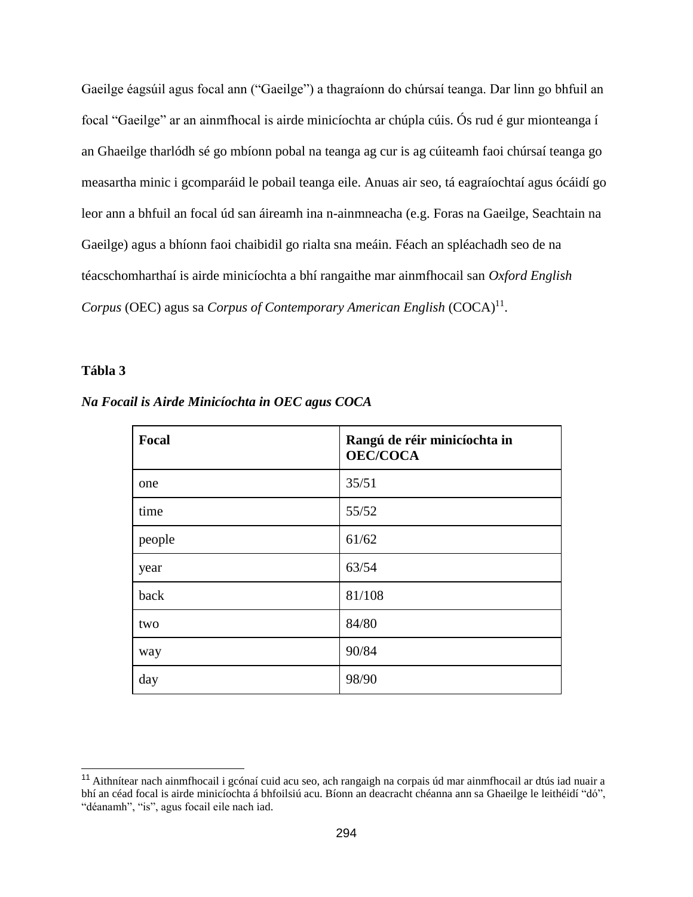Gaeilge éagsúil agus focal ann ("Gaeilge") a thagraíonn do chúrsaí teanga. Dar linn go bhfuil an focal "Gaeilge" ar an ainmfhocal is airde minicíochta ar chúpla cúis. Ós rud é gur mionteanga í an Ghaeilge tharlódh sé go mbíonn pobal na teanga ag cur is ag cúiteamh faoi chúrsaí teanga go measartha minic i gcomparáid le pobail teanga eile. Anuas air seo, tá eagraíochtaí agus ócáidí go leor ann a bhfuil an focal úd san áireamh ina n-ainmneacha (e.g. Foras na Gaeilge, Seachtain na Gaeilge) agus a bhíonn faoi chaibidil go rialta sna meáin. Féach an spléachadh seo de na téacschomharthaí is airde minicíochta a bhí rangaithe mar ainmfhocail san *Oxford English Corpus* (OEC) agus sa *Corpus of Contemporary American English* (COCA)[11].

**Tábla 3**

***Na Focail is Airde Minicíochta in OEC agus COCA***

| Focal | Rangú de réir minicíochta in OEC/COCA |
|---|---|
| one | 35/51 |
| time | 55/52 |
| people | 61/62 |
| year | 63/54 |
| back | 81/108 |
| two | 84/80 |
| way | 90/84 |
| day | 98/90 |

[11] Aithnítear nach ainmfhocail i gcónaí cuid acu seo, ach rangaigh na corpais úd mar ainmfhocail ar dtús iad nuair a bhí an céad focal is airde minicíochta á bhfoilsiú acu. Bíonn an deacracht chéanna ann sa Ghaeilge le leithéidí "dó", "déanamh", "is", agus focail eile nach iad.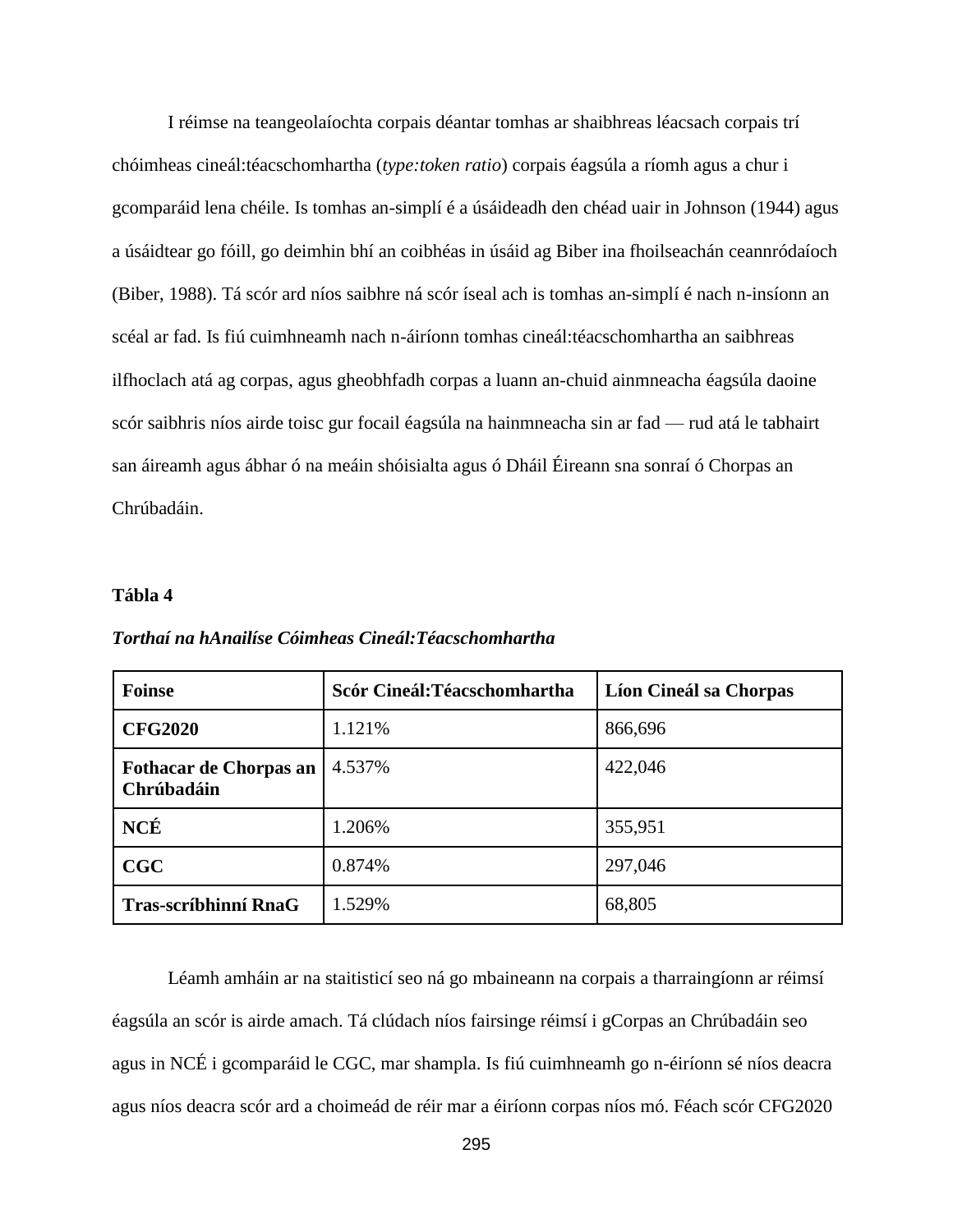I réimse na teangeolaíochta corpais déantar tomhas ar shaibhreas léacsach corpais trí chóimheas cineál:téacschomhartha (*type:token ratio*) corpais éagsúla a ríomh agus a chur i gcomparáid lena chéile. Is tomhas an-simplí é a úsáideadh den chéad uair in Johnson (1944) agus a úsáidtear go fóill, go deimhin bhí an coibhéas in úsáid ag Biber ina fhoilseachán ceannródaíoch (Biber, 1988). Tá scór ard níos saibhre ná scór íseal ach is tomhas an-simplí é nach n-insíonn an scéal ar fad. Is fiú cuimhneamh nach n-áiríonn tomhas cineál:téacschomhartha an saibhreas ilfhoclach atá ag corpas, agus gheobhfadh corpas a luann an-chuid ainmneacha éagsúla daoine scór saibhris níos airde toisc gur focail éagsúla na hainmneacha sin ar fad — rud atá le tabhairt san áireamh agus ábhar ó na meáin shóisialta agus ó Dháil Éireann sna sonraí ó Chorpas an Chrúbadáin.

**Tábla 4**

***Torthaí na hAnailíse Cóimheas Cineál:Téacschomhartha***

| Foinse | Scór Cineál:Téacschomhartha | Líon Cineál sa Chorpas |
|---|---|---|
| **CFG2020** | 1.121% | 866,696 |
| **Fothacar de Chorpas an Chrúbadáin** | 4.537% | 422,046 |
| **NCÉ** | 1.206% | 355,951 |
| **CGC** | 0.874% | 297,046 |
| **Tras-scríbhinní RnaG** | 1.529% | 68,805 |

Léamh amháin ar na staitisticí seo ná go mbaineann na corpais a tharraingíonn ar réimsí éagsúla an scór is airde amach. Tá clúdach níos fairsinge réimsí i gCorpas an Chrúbadáin seo agus in NCÉ i gcomparáid le CGC, mar shampla. Is fiú cuimhneamh go n-éiríonn sé níos deacra agus níos deacra scór ard a choimeád de réir mar a éiríonn corpas níos mó. Féach scór CFG2020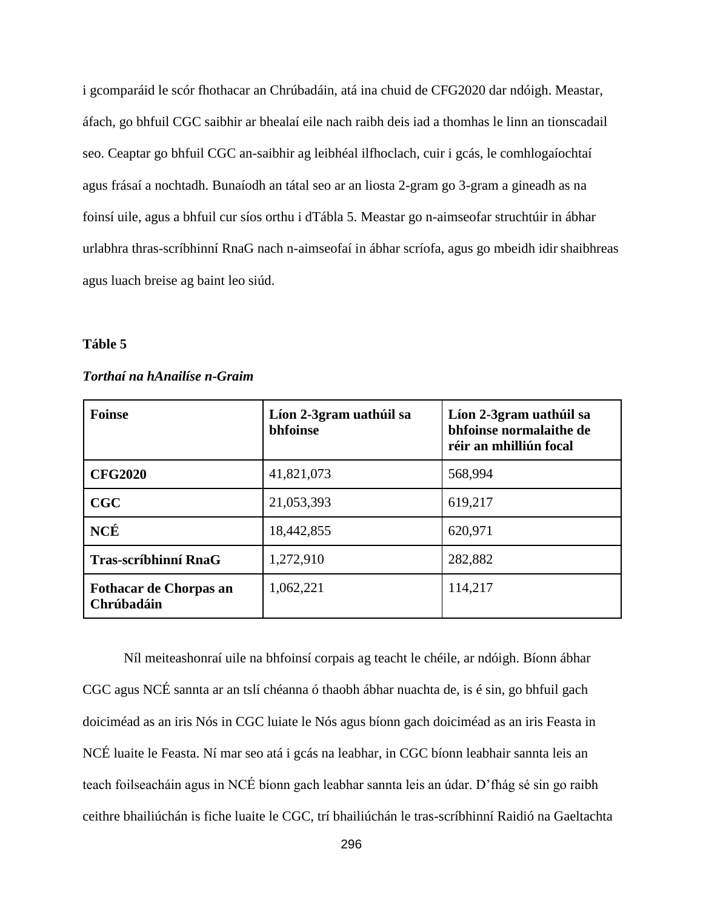i gcomparáid le scór fhothacar an Chrúbadáin, atá ina chuid de CFG2020 dar ndóigh. Meastar, áfach, go bhfuil CGC saibhir ar bhealaí eile nach raibh deis iad a thomhas le linn an tionscadail seo. Ceaptar go bhfuil CGC an-saibhir ag leibhéal ilfhoclach, cuir i gcás, le comhlogaíochtaí agus frásaí a nochtadh. Bunaíodh an tátal seo ar an liosta 2-gram go 3-gram a gineadh as na foinsí uile, agus a bhfuil cur síos orthu i dTábla 5. Meastar go n-aimseofar struchtúir in ábhar urlabhra thras-scríbhinní RnaG nach n-aimseofaí in ábhar scríofa, agus go mbeidh idir shaibhreas agus luach breise ag baint leo siúd.

**Táble 5**

***Torthaí na hAnailíse n-Graim***

| **Foinse** | **Líon 2-3gram uathúil sa bhfoinse** | **Líon 2-3gram uathúil sa bhfoinse normalaithe de réir an mhilliún focal** |
|---|---|---|
| **CFG2020** | 41,821,073 | 568,994 |
| **CGC** | 21,053,393 | 619,217 |
| **NCÉ** | 18,442,855 | 620,971 |
| **Tras-scríbhinní RnaG** | 1,272,910 | 282,882 |
| **Fothacar de Chorpas an Chrúbadáin** | 1,062,221 | 114,217 |

Níl meiteashonraí uile na bhfoinsí corpais ag teacht le chéile, ar ndóigh. Bíonn ábhar CGC agus NCÉ sannta ar an tslí chéanna ó thaobh ábhar nuachta de, is é sin, go bhfuil gach doiciméad as an iris Nós in CGC luiate le Nós agus bíonn gach doiciméad as an iris Feasta in NCÉ luaite le Feasta. Ní mar seo atá i gcás na leabhar, in CGC bíonn leabhair sannta leis an teach foilseacháin agus in NCÉ bíonn gach leabhar sannta leis an údar. D'fhág sé sin go raibh ceithre bhailiúchán is fiche luaite le CGC, trí bhailiúchán le tras-scríbhinní Raidió na Gaeltachta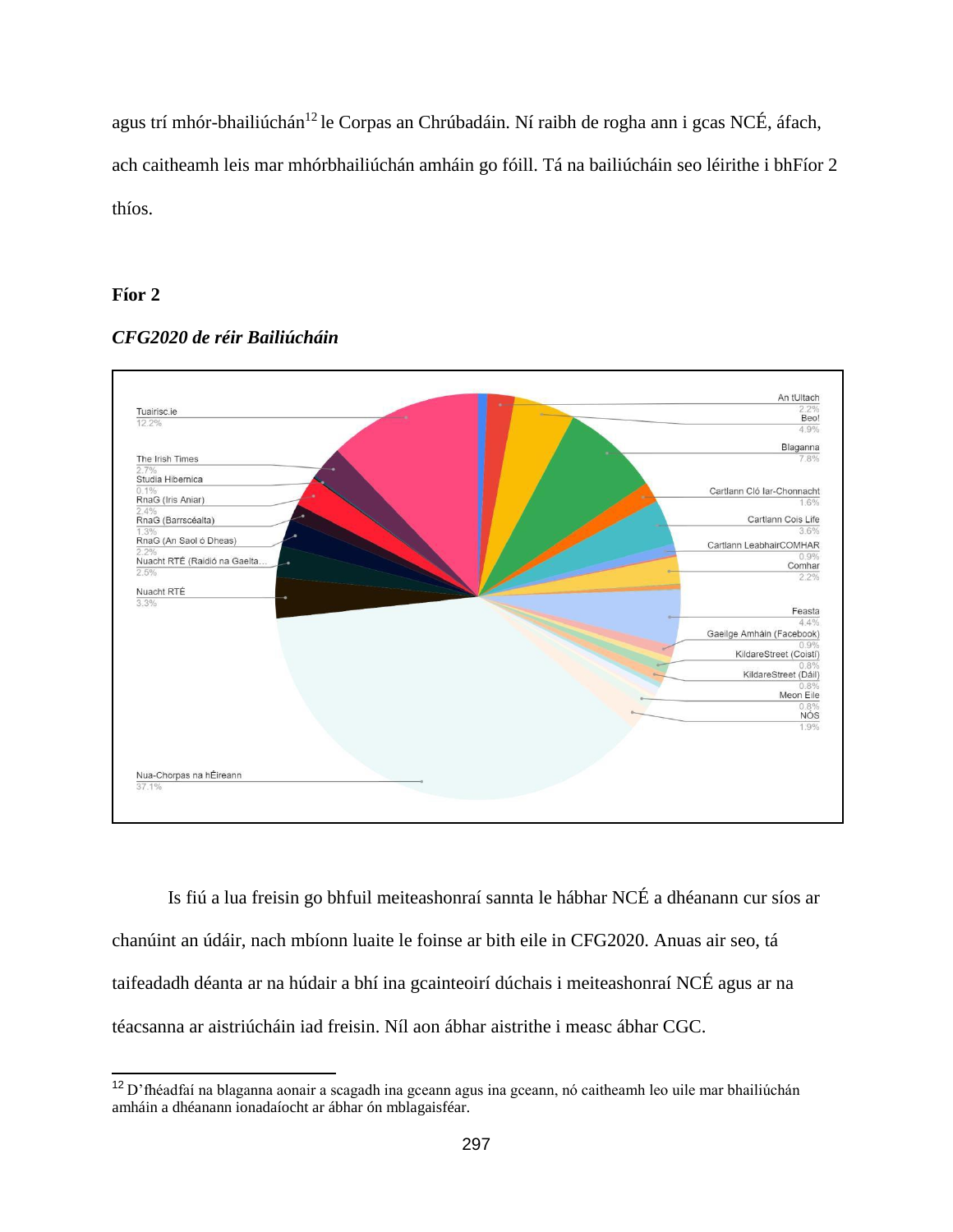agus trí mhór-bhailiúchán[12] le Corpas an Chrúbadáin. Ní raibh de rogha ann i gcas NCÉ, áfach, ach caitheamh leis mar mhórbhailiúchán amháin go fóill. Tá na bailiúcháin seo léirithe i bhFíor 2 thíos.

**Fíor 2**

***CFG2020 de réir Bailiúcháin***

| Bailiúchán | % |
|---|---|
| Tuairisc.ie | 12.2% |
| The Irish Times | 2.7% |
| Studia Hibernica | 0.1% |
| RnaG (Iris Aniar) | 2.4% |
| RnaG (Barrscéalta) | 1.3% |
| RnaG (An Saol ó Dheas) | 2.2% |
| Nuacht RTÉ (Raidió na Gaelta... | 2.5% |
| Nuacht RTÉ | 3.3% |
| Nua-Chorpas na hÉireann | 37.1% |
| An tUltach | 2.2% |
| Beo! | 4.9% |
| Blaganna | 7.8% |
| Cartlann Cló Iar-Chonnacht | 1.6% |
| Cartlann Cois Life | 3.6% |
| Cartlann LeabhairCOMHAR | 0.9% |
| Comhar | 2.2% |
| Feasta | 4.4% |
| Gaeilge Amháin (Facebook) | 0.9% |
| KildareStreet (Coistí) | 0.8% |
| KildareStreet (Dáil) | 0.8% |
| Meon Eile | 0.8% |
| NÓS | 1.9% |

Is fiú a lua freisin go bhfuil meiteashonraí sannta le hábhar NCÉ a dhéanann cur síos ar chanúint an údáir, nach mbíonn luaite le foinse ar bith eile in CFG2020. Anuas air seo, tá taifeadadh déanta ar na húdair a bhí ina gcainteoirí dúchais i meiteashonraí NCÉ agus ar na téacsanna ar aistriúcháin iad freisin. Níl aon ábhar aistrithe i measc ábhar CGC.

[12] D'fhéadfaí na blaganna aonair a scagadh ina gceann agus ina gceann, nó caitheamh leo uile mar bhailiúchán amháin a dhéanann ionadaíocht ar ábhar ón mblagaisféar.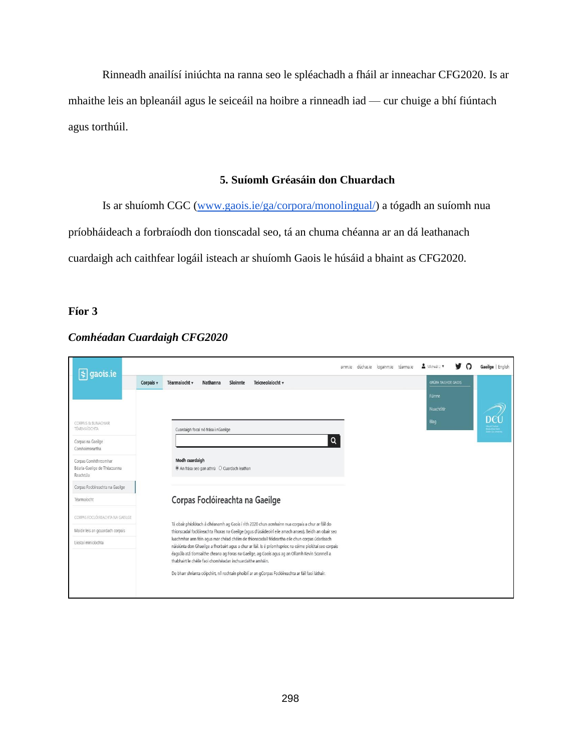Rinneadh anailísí iniúchta na ranna seo le spléachadh a fháil ar inneachar CFG2020. Is ar mhaithe leis an bpleanáil agus le seiceáil na hoibre a rinneadh iad — cur chuige a bhí fiúntach agus torthúil.

## 5. Suíomh Gréasáin don Chuardach

Is ar shuíomh CGC (www.gaois.ie/ga/corpora/monolingual/) a tógadh an suíomh nua príobháideach a forbraíodh don tionscadal seo, tá an chuma chéanna ar an dá leathanach cuardaigh ach caithfear logáil isteach ar shuíomh Gaois le húsáid a bhaint as CFG2020.

**Fíor 3**

***Comhéadan Cuardaigh CFG2020***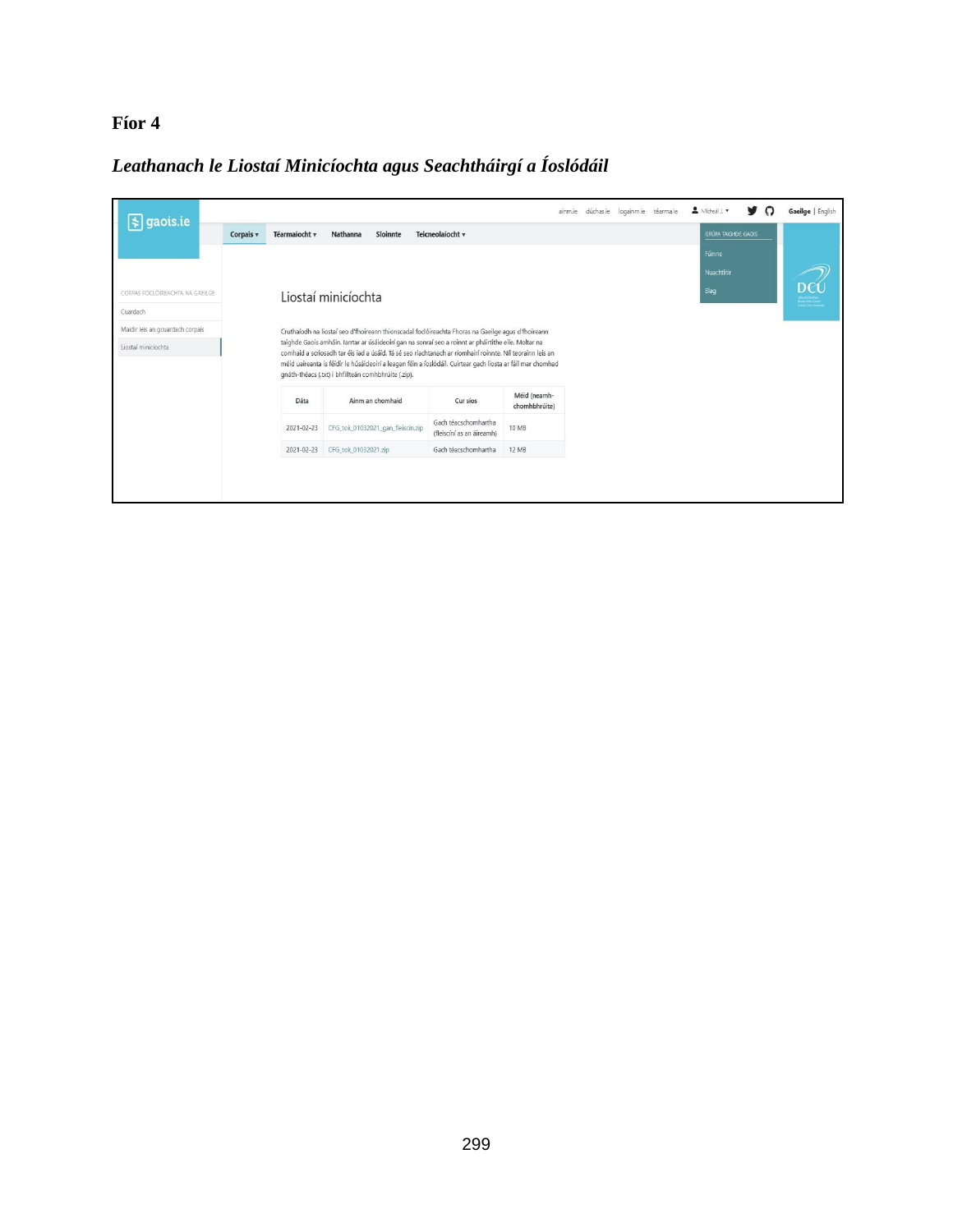**Fíor 4**

***Leathanach le Liostaí Minicíochta agus Seachtháirgí a Íoslódáil***

gaois.ie

ainm.ie dúchas.ie logainm.ie téarma.ie Mícheál J. Gaeilge | English

Corpais Téarmaíocht Nathanna Sloinnte Teicneolaíocht

GRÚPA TAIGHDE GAOIS

Fúinne

Nuachtlitir

Blag

CORPAS FOCLÓIREACHTA NA GAEILGE

Cuardach

Maidir leis an gcuardach corpais

Liostaí minicíochta

Liostaí minicíochta

Cruthaíodh na liostaí seo d'fhoireann thionscadal foclóireachta Fhoras na Gaeilge agus d'fhoireann taighde Gaois amháin. Iarrtar ar úsáideoirí gan na sonraí seo a roinnt ar pháirtithe eile. Moltar na comhaid a scriosadh tar éis iad a úsáid. Tá sé seo riachtanach ar ríomhairí roinnte. Níl teorainn leis an méid uaireanta is féidir le húsáideoirí a leagan féin a íoslódáil. Cuirtear gach liosta ar fáil mar chomhad gnáth-théacs (.txt) i bhfillteán comhbhrúite (.zip).

| Dáta | Ainm an chomhaid | Cur síos | Méid (neamh-chomhbhrúite) |
|---|---|---|---|
| 2021-02-23 | CFG_tok_01032021_gan_fleiscín.zip | Gach téacschomhartha (fleiscíní as an áireamh) | 10 MB |
| 2021-02-23 | CFG_tok_01032021.zip | Gach téacschomhartha | 12 MB |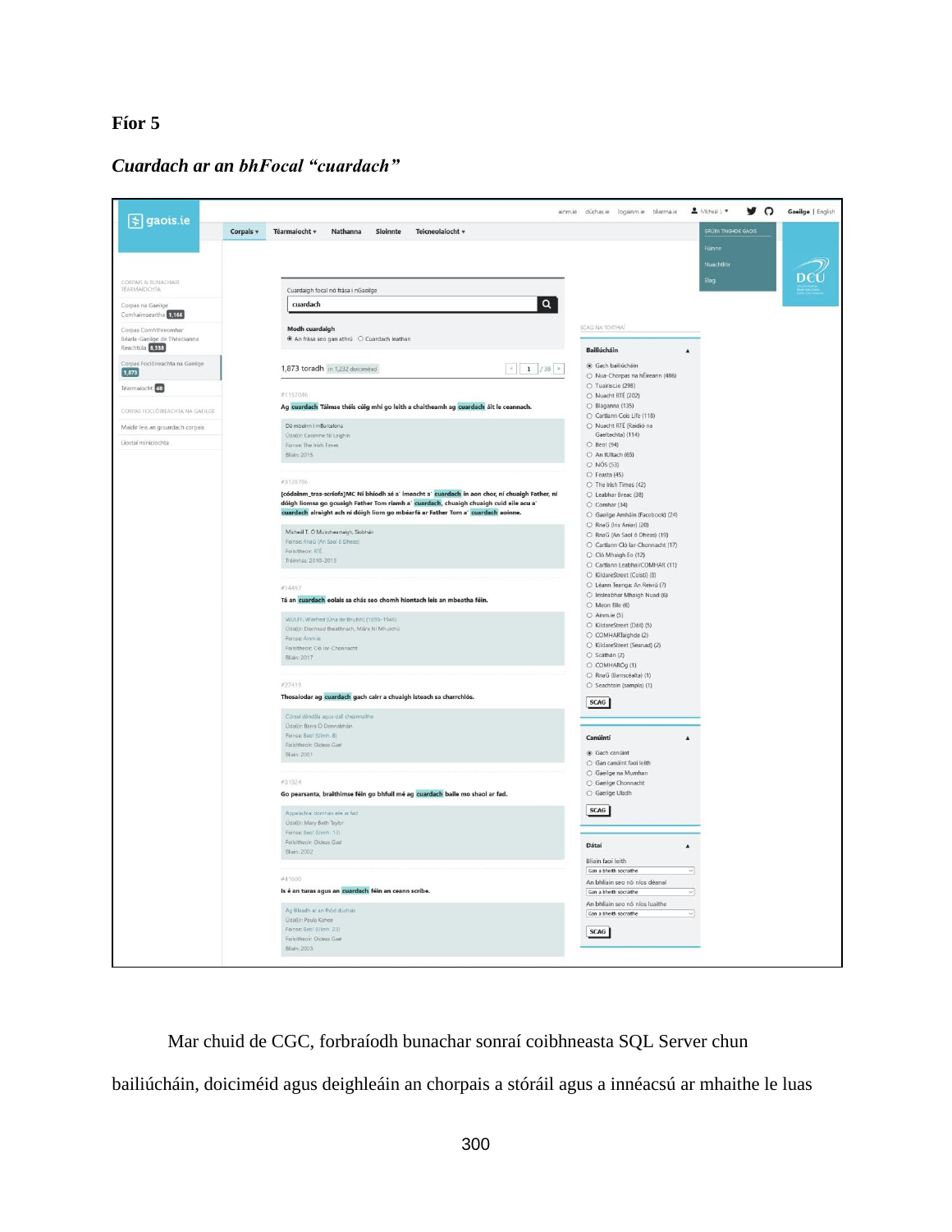**Fíor 5**

***Cuardach ar an bhFocal "cuardach"***

Mar chuid de CGC, forbraíodh bunachar sonraí coibhneasta SQL Server chun bailiúcháin, doiciméid agus deighleáin an chorpais a stóráil agus a innéacsú ar mhaithe le luas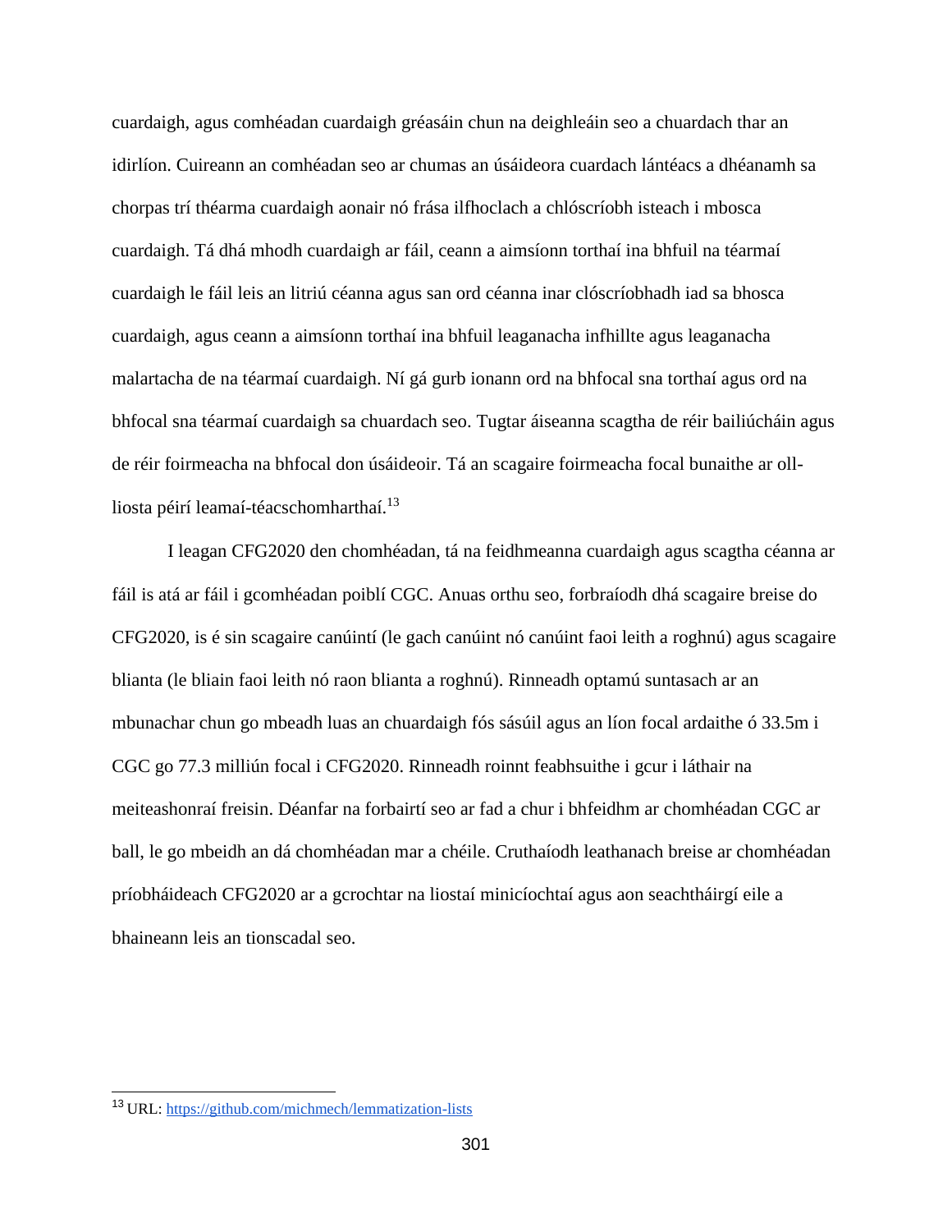cuardaigh, agus comhéadan cuardaigh gréasáin chun na deighleáin seo a chuardach thar an idirlíon. Cuireann an comhéadan seo ar chumas an úsáideora cuardach lántéacs a dhéanamh sa chorpas trí théarma cuardaigh aonair nó frása ilfhoclach a chlóscríobh isteach i mbosca cuardaigh. Tá dhá mhodh cuardaigh ar fáil, ceann a aimsíonn torthaí ina bhfuil na téarmaí cuardaigh le fáil leis an litriú céanna agus san ord céanna inar clóscríobhadh iad sa bhosca cuardaigh, agus ceann a aimsíonn torthaí ina bhfuil leaganacha infhillte agus leaganacha malartacha de na téarmaí cuardaigh. Ní gá gurb ionann ord na bhfocal sna torthaí agus ord na bhfocal sna téarmaí cuardaigh sa chuardach seo. Tugtar áiseanna scagtha de réir bailiúcháin agus de réir foirmeacha na bhfocal don úsáideoir. Tá an scagaire foirmeacha focal bunaithe ar oll-liosta péirí leamaí-téacschomharthaí.[13]

I leagan CFG2020 den chomhéadan, tá na feidhmeanna cuardaigh agus scagtha céanna ar fáil is atá ar fáil i gcomhéadan poiblí CGC. Anuas orthu seo, forbraíodh dhá scagaire breise do CFG2020, is é sin scagaire canúintí (le gach canúint nó canúint faoi leith a roghnú) agus scagaire blianta (le bliain faoi leith nó raon blianta a roghnú). Rinneadh optamú suntasach ar an mbunachar chun go mbeadh luas an chuardaigh fós sásúil agus an líon focal ardaithe ó 33.5m i CGC go 77.3 milliún focal i CFG2020. Rinneadh roinnt feabhsuithe i gcur i láthair na meiteashonraí freisin. Déanfar na forbairtí seo ar fad a chur i bhfeidhm ar chomhéadan CGC ar ball, le go mbeidh an dá chomhéadan mar a chéile. Cruthaíodh leathanach breise ar chomhéadan príobháideach CFG2020 ar a gcrochtar na liostaí minicíochtaí agus aon seachtháirgí eile a bhaineann leis an tionscadal seo.

---

[13] URL: https://github.com/michmech/lemmatization-lists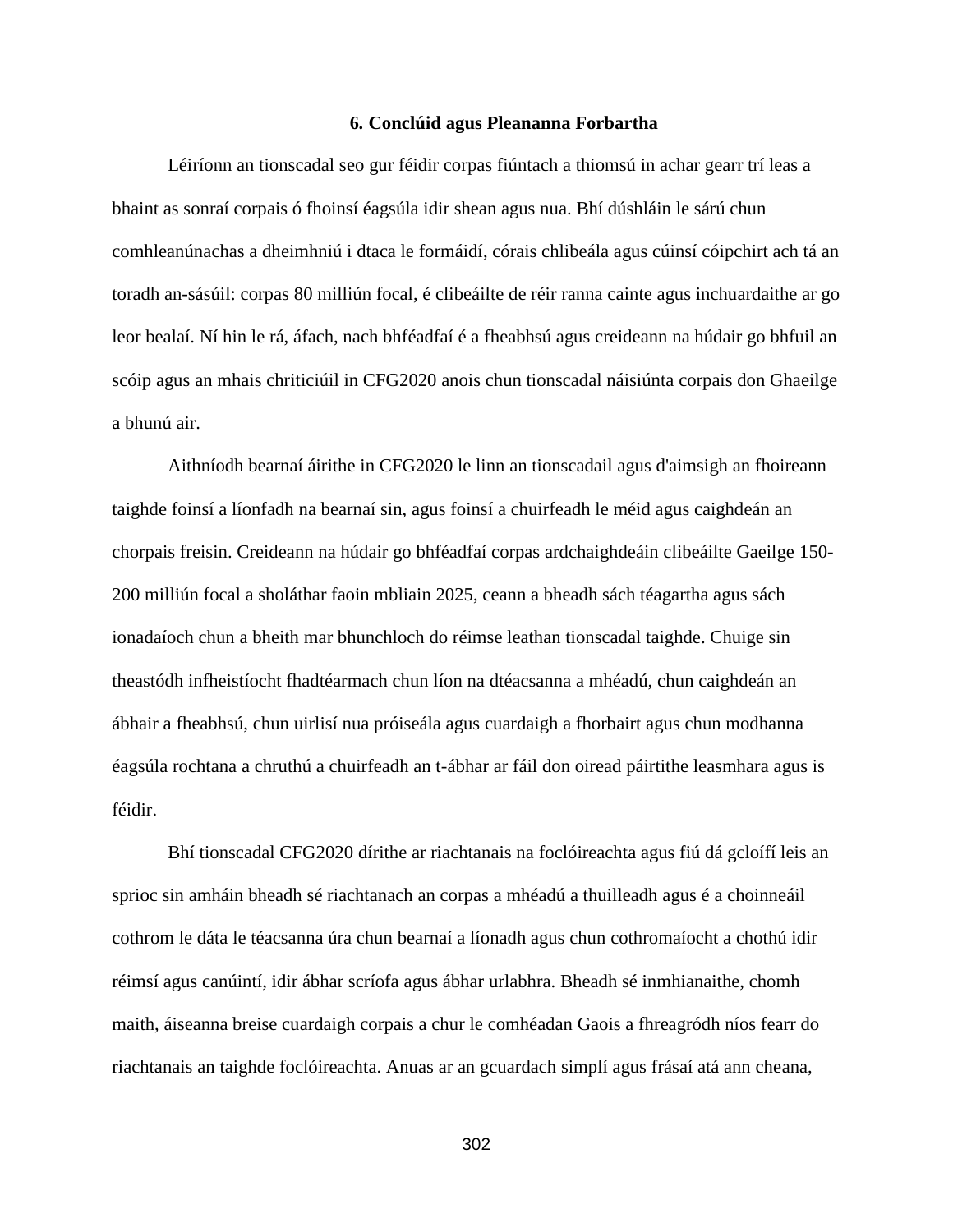### 6. Conclúid agus Pleananna Forbartha

Léiríonn an tionscadal seo gur féidir corpas fiúntach a thiomsú in achar gearr trí leas a bhaint as sonraí corpais ó fhoinsí éagsúla idir shean agus nua. Bhí dúshláin le sárú chun comhleanúnachas a dheimhniú i dtaca le formáidí, córais chlibeála agus cúinsí cóipchirt ach tá an toradh an-sásúil: corpas 80 milliún focal, é clibeáilte de réir ranna cainte agus inchuardaithe ar go leor bealaí. Ní hin le rá, áfach, nach bhféadfaí é a fheabhsú agus creideann na húdair go bhfuil an scóip agus an mhais chriticiúil in CFG2020 anois chun tionscadal náisiúnta corpais don Ghaeilge a bhunú air.

Aithníodh bearnaí áirithe in CFG2020 le linn an tionscadail agus d'aimsigh an fhoireann taighde foinsí a líonfadh na bearnaí sin, agus foinsí a chuirfeadh le méid agus caighdeán an chorpais freisin. Creideann na húdair go bhféadfaí corpas ardchaighdeáin clibeáilte Gaeilge 150-200 milliún focal a sholáthar faoin mbliain 2025, ceann a bheadh sách téagartha agus sách ionadaíoch chun a bheith mar bhunchloch do réimse leathan tionscadal taighde. Chuige sin theastódh infheistíocht fhadtéarmach chun líon na dtéacsanna a mhéadú, chun caighdeán an ábhair a fheabhsú, chun uirlisí nua próiseála agus cuardaigh a fhorbairt agus chun modhanna éagsúla rochtana a chruthú a chuirfeadh an t-ábhar ar fáil don oiread páirtithe leasmhara agus is féidir.

Bhí tionscadal CFG2020 dírithe ar riachtanais na foclóireachta agus fiú dá gcloífí leis an sprioc sin amháin bheadh sé riachtanach an corpas a mhéadú a thuilleadh agus é a choinneáil cothrom le dáta le téacsanna úra chun bearnaí a líonadh agus chun cothromaíocht a chothú idir réimsí agus canúintí, idir ábhar scríofa agus ábhar urlabhra. Bheadh sé inmhianaithe, chomh maith, áiseanna breise cuardaigh corpais a chur le comhéadan Gaois a fhreagródh níos fearr do riachtanais an taighde foclóireachta. Anuas ar an gcuardach simplí agus frásaí atá ann cheana,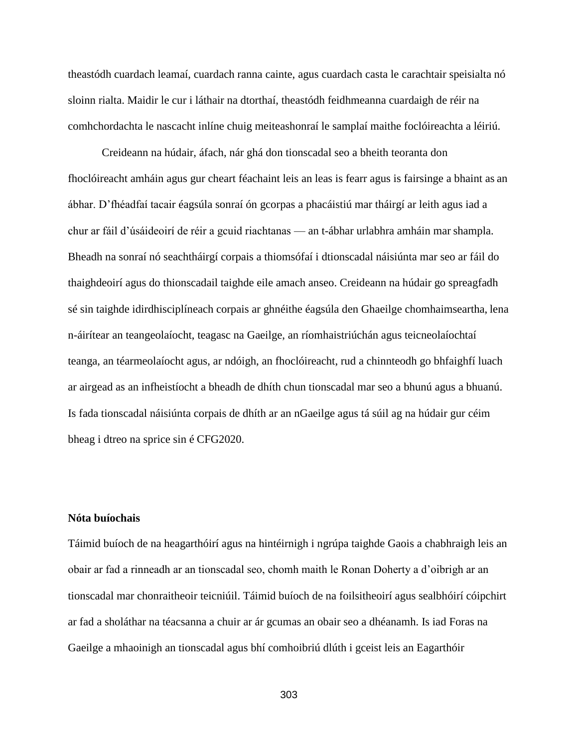theastódh cuardach leamaí, cuardach ranna cainte, agus cuardach casta le carachtair speisialta nó sloinn rialta. Maidir le cur i láthair na dtorthaí, theastódh feidhmeanna cuardaigh de réir na comhchordachta le nascacht inlíne chuig meiteashonraí le samplaí maithe foclóireachta a léiriú.

Creideann na húdair, áfach, nár ghá don tionscadal seo a bheith teoranta don fhoclóireacht amháin agus gur cheart féachaint leis an leas is fearr agus is fairsinge a bhaint as an ábhar. D'fhéadfaí tacair éagsúla sonraí ón gcorpas a phacáistiú mar tháirgí ar leith agus iad a chur ar fáil d'úsáideoirí de réir a gcuid riachtanas — an t-ábhar urlabhra amháin mar shampla. Bheadh na sonraí nó seachtháirgí corpais a thiomsófaí i dtionscadal náisiúnta mar seo ar fáil do thaighdeoirí agus do thionscadail taighde eile amach anseo. Creideann na húdair go spreagfadh sé sin taighde idirdhisciplíneach corpais ar ghnéithe éagsúla den Ghaeilge chomhaimseartha, lena n-áirítear an teangeolaíocht, teagasc na Gaeilge, an ríomhaistriúchán agus teicneolaíochtaí teanga, an téarmeolaíocht agus, ar ndóigh, an fhoclóireacht, rud a chinnteodh go bhfaighfí luach ar airgead as an infheistíocht a bheadh de dhíth chun tionscadal mar seo a bhunú agus a bhuanú. Is fada tionscadal náisiúnta corpais de dhíth ar an nGaeilge agus tá súil ag na húdair gur céim bheag i dtreo na sprice sin é CFG2020.

**Nóta buíochais**

Táimid buíoch de na heagarthóirí agus na hintéirnigh i ngrúpa taighde Gaois a chabhraigh leis an obair ar fad a rinneadh ar an tionscadal seo, chomh maith le Ronan Doherty a d'oibrigh ar an tionscadal mar chonraitheoir teicniúil. Táimid buíoch de na foilsitheoirí agus sealbhóirí cóipchirt ar fad a sholáthar na téacsanna a chuir ar ár gcumas an obair seo a dhéanamh. Is iad Foras na Gaeilge a mhaoinigh an tionscadal agus bhí comhoibriú dlúth i gceist leis an Eagarthóir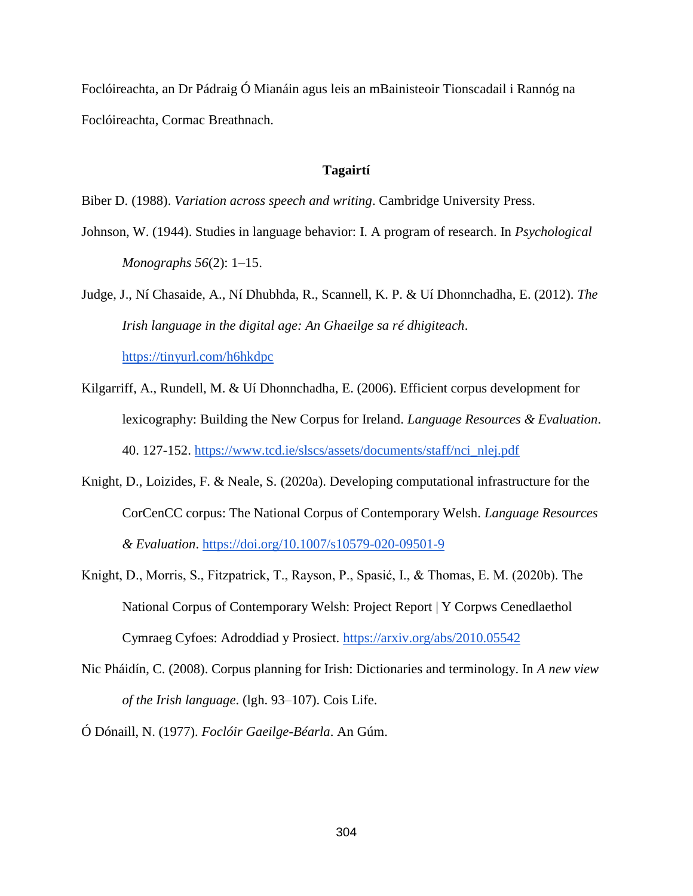Foclóireachta, an Dr Pádraig Ó Mianáin agus leis an mBainisteoir Tionscadail i Rannóg na Foclóireachta, Cormac Breathnach.

## Tagairtí

Biber D. (1988). *Variation across speech and writing*. Cambridge University Press.

Johnson, W. (1944). Studies in language behavior: I. A program of research. In *Psychological Monographs 56*(2): 1–15.

Judge, J., Ní Chasaide, A., Ní Dhubhda, R., Scannell, K. P. & Uí Dhonnchadha, E. (2012). *The Irish language in the digital age: An Ghaeilge sa ré dhigiteach*. https://tinyurl.com/h6hkdpc

Kilgarriff, A., Rundell, M. & Uí Dhonnchadha, E. (2006). Efficient corpus development for lexicography: Building the New Corpus for Ireland. *Language Resources & Evaluation*. 40. 127-152. https://www.tcd.ie/slscs/assets/documents/staff/nci_nlej.pdf

Knight, D., Loizides, F. & Neale, S. (2020a). Developing computational infrastructure for the CorCenCC corpus: The National Corpus of Contemporary Welsh. *Language Resources & Evaluation*. https://doi.org/10.1007/s10579-020-09501-9

Knight, D., Morris, S., Fitzpatrick, T., Rayson, P., Spasić, I., & Thomas, E. M. (2020b). The National Corpus of Contemporary Welsh: Project Report | Y Corpws Cenedlaethol Cymraeg Cyfoes: Adroddiad y Prosiect. https://arxiv.org/abs/2010.05542

Nic Pháidín, C. (2008). Corpus planning for Irish: Dictionaries and terminology. In *A new view of the Irish language*. (lgh. 93–107). Cois Life.

Ó Dónaill, N. (1977). *Foclóir Gaeilge-Béarla*. An Gúm.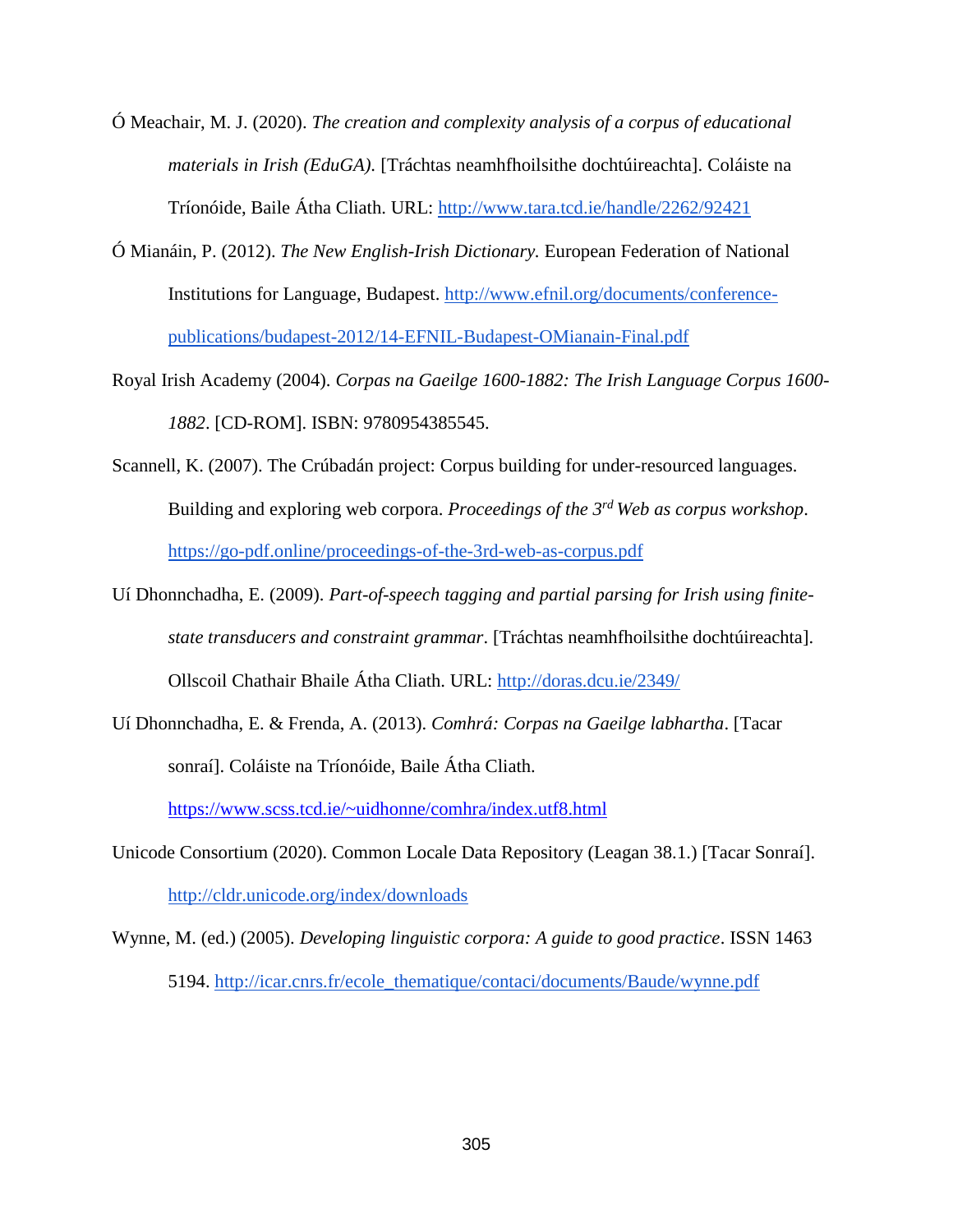Ó Meachair, M. J. (2020). *The creation and complexity analysis of a corpus of educational materials in Irish (EduGA).* [Tráchtas neamhfhoilsithe dochtúireachta]. Coláiste na Tríonóide, Baile Átha Cliath. URL: http://www.tara.tcd.ie/handle/2262/92421

Ó Mianáin, P. (2012). *The New English-Irish Dictionary.* European Federation of National Institutions for Language, Budapest. http://www.efnil.org/documents/conference-publications/budapest-2012/14-EFNIL-Budapest-OMianain-Final.pdf

Royal Irish Academy (2004). *Corpas na Gaeilge 1600-1882: The Irish Language Corpus 1600-1882*. [CD-ROM]. ISBN: 9780954385545.

Scannell, K. (2007). The Crúbadán project: Corpus building for under-resourced languages. Building and exploring web corpora. *Proceedings of the 3rd Web as corpus workshop*. https://go-pdf.online/proceedings-of-the-3rd-web-as-corpus.pdf

Uí Dhonnchadha, E. (2009). *Part-of-speech tagging and partial parsing for Irish using finite-state transducers and constraint grammar*. [Tráchtas neamhfhoilsithe dochtúireachta]. Ollscoil Chathair Bhaile Átha Cliath. URL: http://doras.dcu.ie/2349/

Uí Dhonnchadha, E. & Frenda, A. (2013). *Comhrá: Corpas na Gaeilge labhartha*. [Tacar sonraí]. Coláiste na Tríonóide, Baile Átha Cliath. https://www.scss.tcd.ie/~uidhonne/comhra/index.utf8.html

Unicode Consortium (2020). Common Locale Data Repository (Leagan 38.1.) [Tacar Sonraí]. http://cldr.unicode.org/index/downloads

Wynne, M. (ed.) (2005). *Developing linguistic corpora: A guide to good practice*. ISSN 1463 5194. http://icar.cnrs.fr/ecole_thematique/contaci/documents/Baude/wynne.pdf